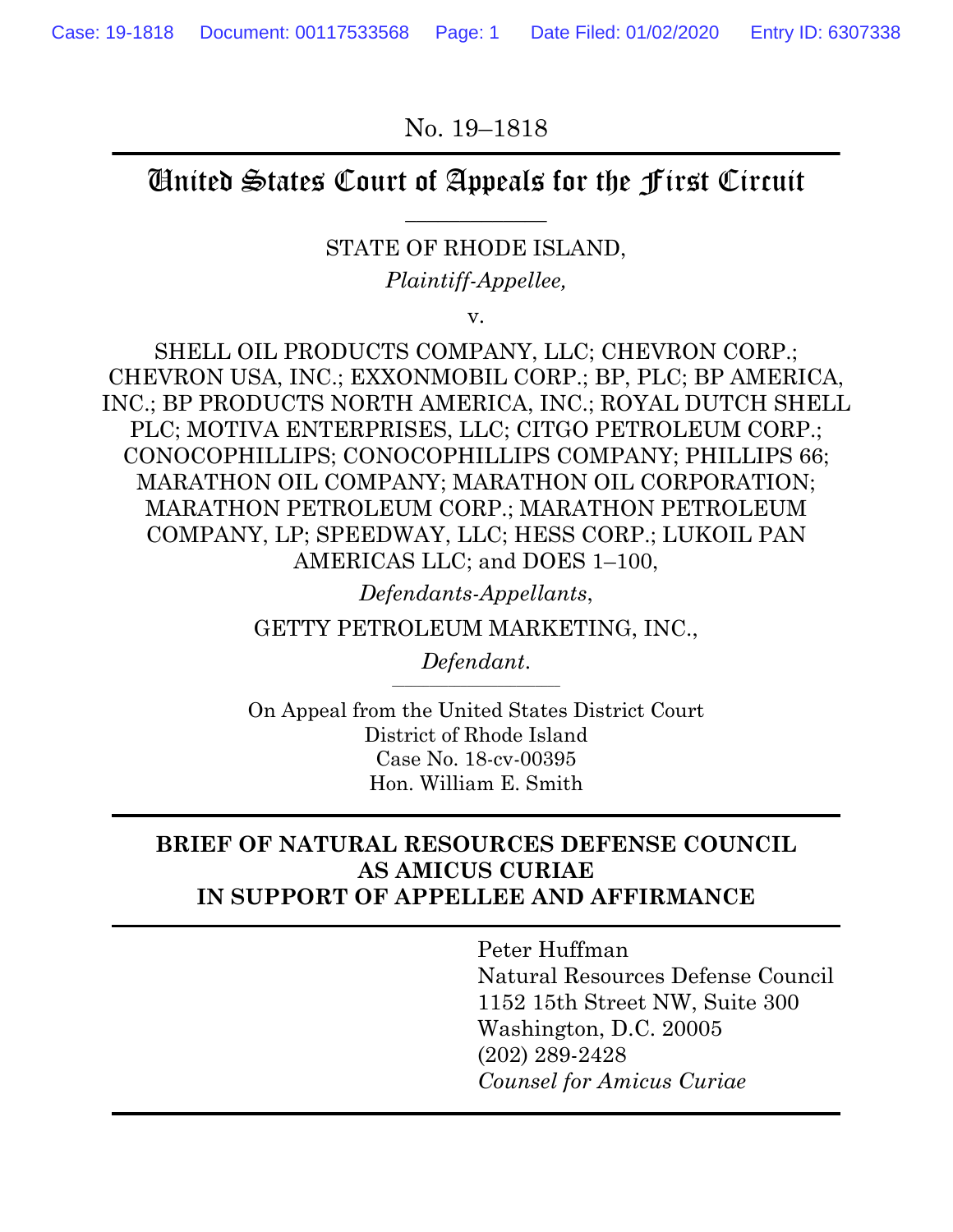No. 19–1818

# United States Court of Appeals for the First Circuit

STATE OF RHODE ISLAND,

*Plaintiff-Appellee,*

v.

SHELL OIL PRODUCTS COMPANY, LLC; CHEVRON CORP.; CHEVRON USA, INC.; EXXONMOBIL CORP.; BP, PLC; BP AMERICA, INC.; BP PRODUCTS NORTH AMERICA, INC.; ROYAL DUTCH SHELL PLC; MOTIVA ENTERPRISES, LLC; CITGO PETROLEUM CORP.; CONOCOPHILLIPS; CONOCOPHILLIPS COMPANY; PHILLIPS 66; MARATHON OIL COMPANY; MARATHON OIL CORPORATION; MARATHON PETROLEUM CORP.; MARATHON PETROLEUM COMPANY, LP; SPEEDWAY, LLC; HESS CORP.; LUKOIL PAN AMERICAS LLC; and DOES 1–100,

*Defendants-Appellants*,

GETTY PETROLEUM MARKETING, INC.,

*Defendant*.

On Appeal from the United States District Court
District of Rhode Island
Case No. 18-cv-00395
Hon. William E. Smith

**BRIEF OF NATURAL RESOURCES DEFENSE COUNCIL AS AMICUS CURIAE IN SUPPORT OF APPELLEE AND AFFIRMANCE**

Peter Huffman
Natural Resources Defense Council
1152 15th Street NW, Suite 300
Washington, D.C. 20005
(202) 289-2428
*Counsel for Amicus Curiae*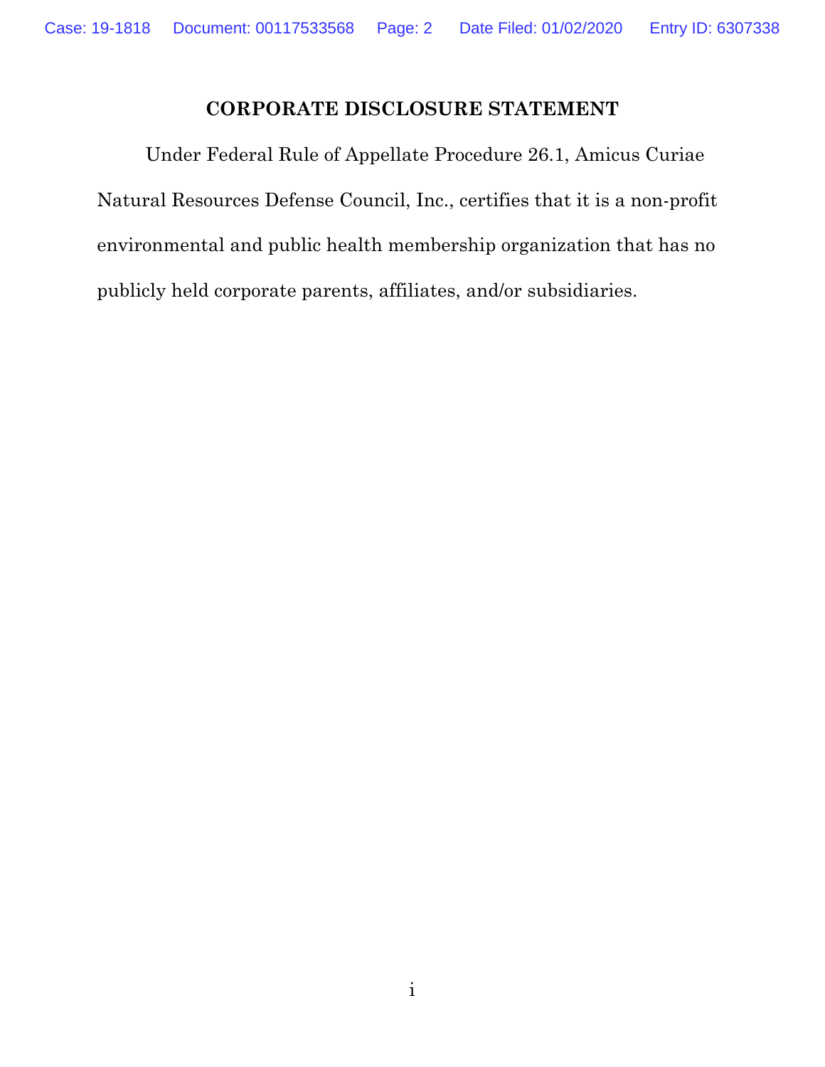## CORPORATE DISCLOSURE STATEMENT

Under Federal Rule of Appellate Procedure 26.1, Amicus Curiae Natural Resources Defense Council, Inc., certifies that it is a non-profit environmental and public health membership organization that has no publicly held corporate parents, affiliates, and/or subsidiaries.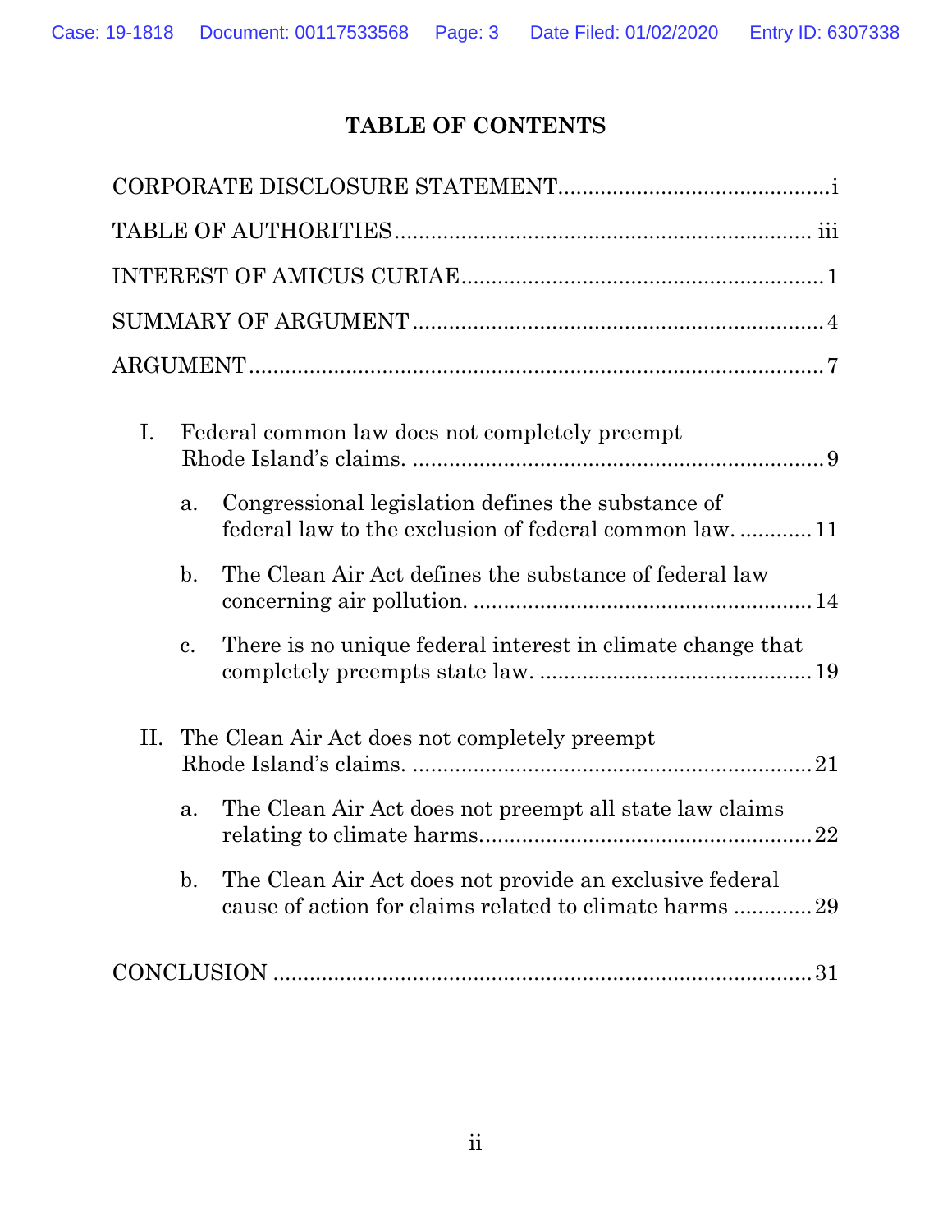# TABLE OF CONTENTS

CORPORATE DISCLOSURE STATEMENT............................................i

TABLE OF AUTHORITIES.................................................................. iii

INTEREST OF AMICUS CURIAE..........................................................1

SUMMARY OF ARGUMENT..................................................................4

ARGUMENT.............................................................................................7

I. Federal common law does not completely preempt Rhode Island's claims. ..................................................................9

   a. Congressional legislation defines the substance of federal law to the exclusion of federal common law. ............11

   b. The Clean Air Act defines the substance of federal law concerning air pollution. ......................................................14

   c. There is no unique federal interest in climate change that completely preempts state law. ............................................19

II. The Clean Air Act does not completely preempt Rhode Island's claims. .................................................................21

   a. The Clean Air Act does not preempt all state law claims relating to climate harms......................................................22

   b. The Clean Air Act does not provide an exclusive federal cause of action for claims related to climate harms .............29

CONCLUSION ........................................................................................31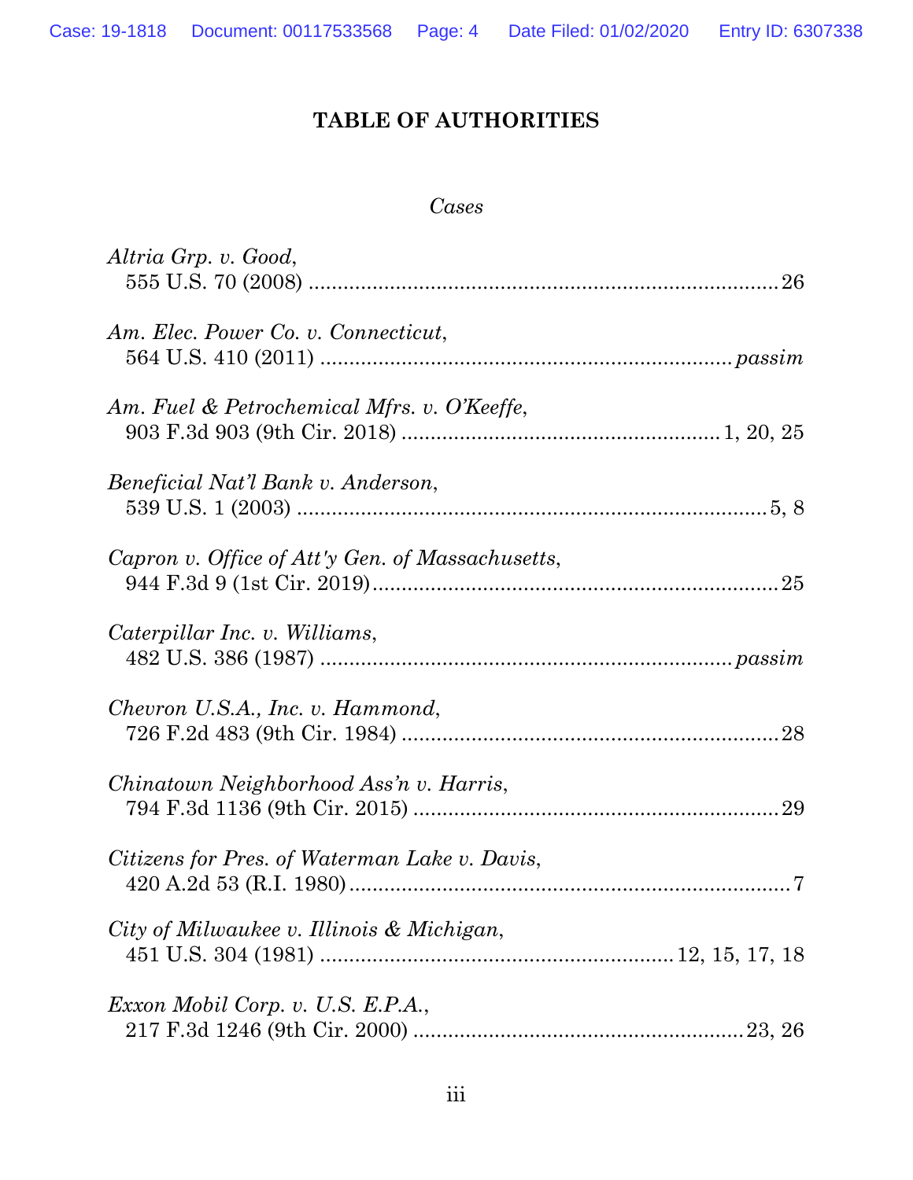# TABLE OF AUTHORITIES

*Cases*

*Altria Grp. v. Good*,
555 U.S. 70 (2008) .................................................................................. 26

*Am. Elec. Power Co. v. Connecticut*,
564 U.S. 410 (2011) ...................................................................... *passim*

*Am. Fuel & Petrochemical Mfrs. v. O'Keeffe*,
903 F.3d 903 (9th Cir. 2018) ....................................................... 1, 20, 25

*Beneficial Nat'l Bank v. Anderson*,
539 U.S. 1 (2003) ................................................................................. 5, 8

*Capron v. Office of Att'y Gen. of Massachusetts*,
944 F.3d 9 (1st Cir. 2019)..................................................................... 25

*Caterpillar Inc. v. Williams*,
482 U.S. 386 (1987) ...................................................................... *passim*

*Chevron U.S.A., Inc. v. Hammond*,
726 F.2d 483 (9th Cir. 1984) ................................................................ 28

*Chinatown Neighborhood Ass'n v. Harris*,
794 F.3d 1136 (9th Cir. 2015) .............................................................. 29

*Citizens for Pres. of Waterman Lake v. Davis*,
420 A.2d 53 (R.I. 1980)............................................................................ 7

*City of Milwaukee v. Illinois & Michigan*,
451 U.S. 304 (1981) ............................................................ 12, 15, 17, 18

*Exxon Mobil Corp. v. U.S. E.P.A.*,
217 F.3d 1246 (9th Cir. 2000) ........................................................ 23, 26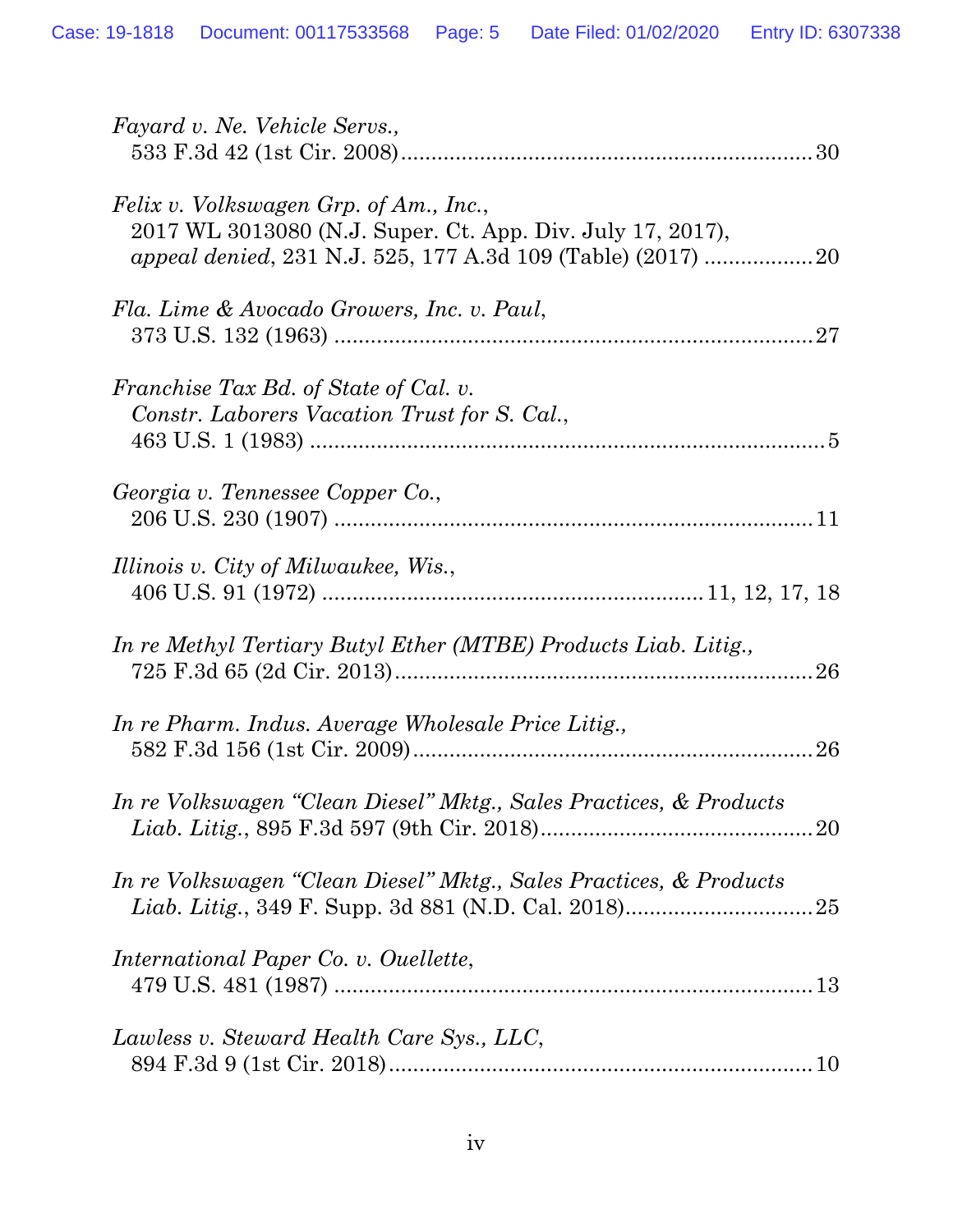*Fayard v. Ne. Vehicle Servs.*,
533 F.3d 42 (1st Cir. 2008) ........................................................................ 30

*Felix v. Volkswagen Grp. of Am., Inc.*,
2017 WL 3013080 (N.J. Super. Ct. App. Div. July 17, 2017),
*appeal denied*, 231 N.J. 525, 177 A.3d 109 (Table) (2017) .................. 20

*Fla. Lime & Avocado Growers, Inc. v. Paul*,
373 U.S. 132 (1963) ................................................................................ 27

*Franchise Tax Bd. of State of Cal. v.*
*Constr. Laborers Vacation Trust for S. Cal.*,
463 U.S. 1 (1983) ...................................................................................... 5

*Georgia v. Tennessee Copper Co.*,
206 U.S. 230 (1907) ................................................................................ 11

*Illinois v. City of Milwaukee, Wis.*,
406 U.S. 91 (1972) ................................................................ 11, 12, 17, 18

*In re Methyl Tertiary Butyl Ether (MTBE) Products Liab. Litig.*,
725 F.3d 65 (2d Cir. 2013) ...................................................................... 26

*In re Pharm. Indus. Average Wholesale Price Litig.*,
582 F.3d 156 (1st Cir. 2009) .................................................................. 26

*In re Volkswagen "Clean Diesel" Mktg., Sales Practices, & Products Liab. Litig.*, 895 F.3d 597 (9th Cir. 2018) ............................................ 20

*In re Volkswagen "Clean Diesel" Mktg., Sales Practices, & Products Liab. Litig.*, 349 F. Supp. 3d 881 (N.D. Cal. 2018) .............................. 25

*International Paper Co. v. Ouellette*,
479 U.S. 481 (1987) ................................................................................ 13

*Lawless v. Steward Health Care Sys., LLC*,
894 F.3d 9 (1st Cir. 2018) ...................................................................... 10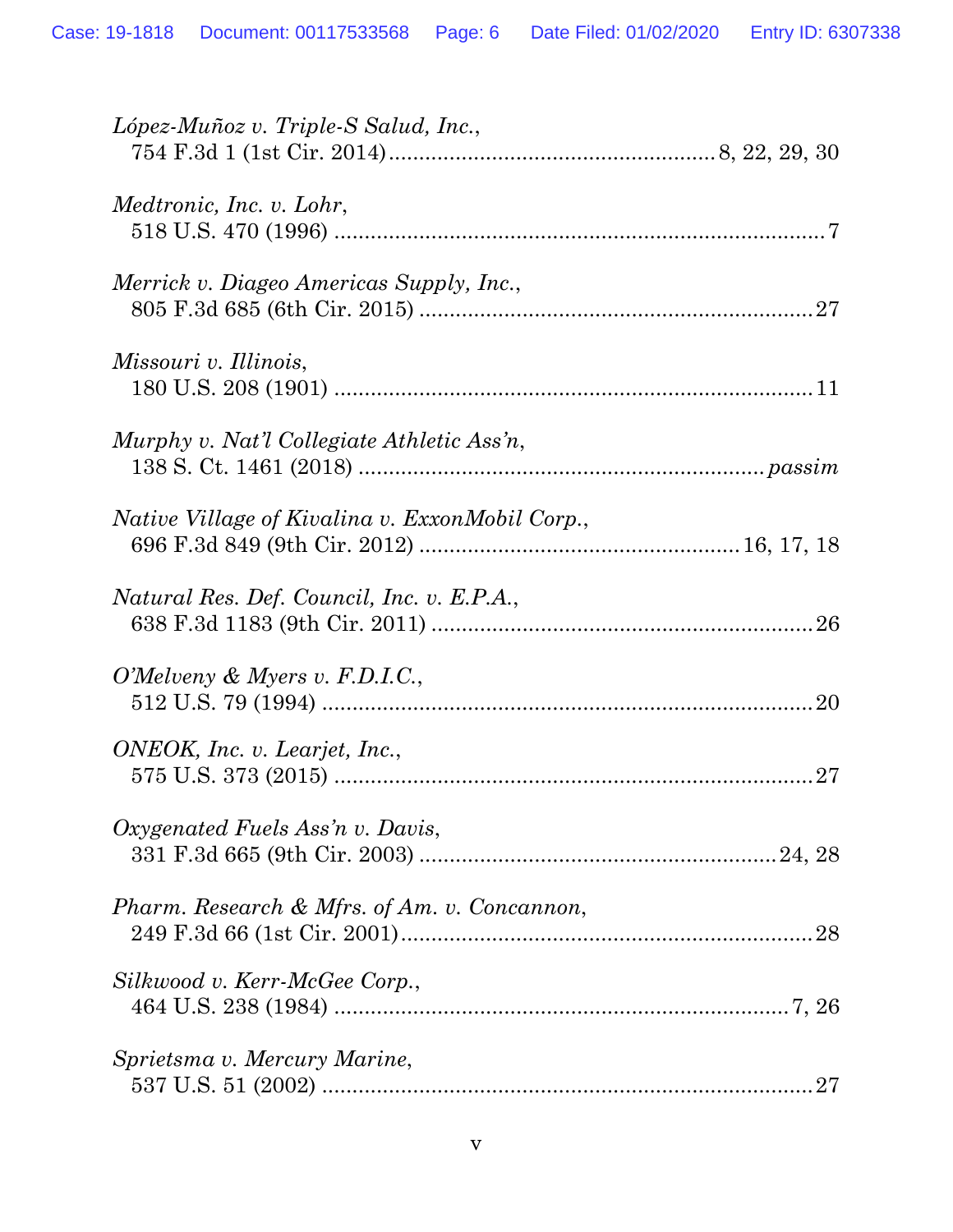*López-Muñoz v. Triple-S Salud, Inc.*,
754 F.3d 1 (1st Cir. 2014) ........................................................ 8, 22, 29, 30

*Medtronic, Inc. v. Lohr*,
518 U.S. 470 (1996) ........................................................................................ 7

*Merrick v. Diageo Americas Supply, Inc.*,
805 F.3d 685 (6th Cir. 2015) ........................................................................ 27

*Missouri v. Illinois*,
180 U.S. 208 (1901) ...................................................................................... 11

*Murphy v. Nat'l Collegiate Athletic Ass'n*,
138 S. Ct. 1461 (2018) ........................................................................... *passim*

*Native Village of Kivalina v. ExxonMobil Corp.*,
696 F.3d 849 (9th Cir. 2012) ............................................................ 16, 17, 18

*Natural Res. Def. Council, Inc. v. E.P.A.*,
638 F.3d 1183 (9th Cir. 2011) ...................................................................... 26

*O'Melveny & Myers v. F.D.I.C.*,
512 U.S. 79 (1994) ........................................................................................ 20

*ONEOK, Inc. v. Learjet, Inc.*,
575 U.S. 373 (2015) ...................................................................................... 27

*Oxygenated Fuels Ass'n v. Davis*,
331 F.3d 665 (9th Cir. 2003) .................................................................. 24, 28

*Pharm. Research & Mfrs. of Am. v. Concannon*,
249 F.3d 66 (1st Cir. 2001) ........................................................................... 28

*Silkwood v. Kerr-McGee Corp.*,
464 U.S. 238 (1984) ................................................................................... 7, 26

*Sprietsma v. Mercury Marine*,
537 U.S. 51 (2002) ........................................................................................ 27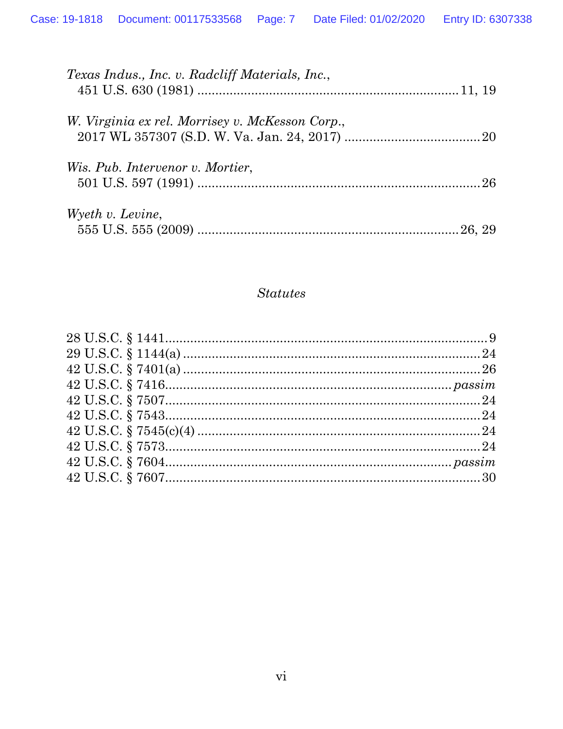*Texas Indus., Inc. v. Radcliff Materials, Inc.*,
451 U.S. 630 (1981) .......................................................................11, 19

*W. Virginia ex rel. Morrisey v. McKesson Corp.*,
2017 WL 357307 (S.D. W. Va. Jan. 24, 2017) .....................................20

*Wis. Pub. Intervenor v. Mortier*,
501 U.S. 597 (1991) ..........................................................................26

*Wyeth v. Levine*,
555 U.S. 555 (2009) .......................................................................26, 29

## *Statutes*

28 U.S.C. § 1441........................................................................................9
29 U.S.C. § 1144(a) ..................................................................................24
42 U.S.C. § 7401(a) ..................................................................................26
42 U.S.C. § 7416.............................................................................*passim*
42 U.S.C. § 7507......................................................................................24
42 U.S.C. § 7543......................................................................................24
42 U.S.C. § 7545(c)(4) ..............................................................................24
42 U.S.C. § 7573......................................................................................24
42 U.S.C. § 7604.............................................................................*passim*
42 U.S.C. § 7607......................................................................................30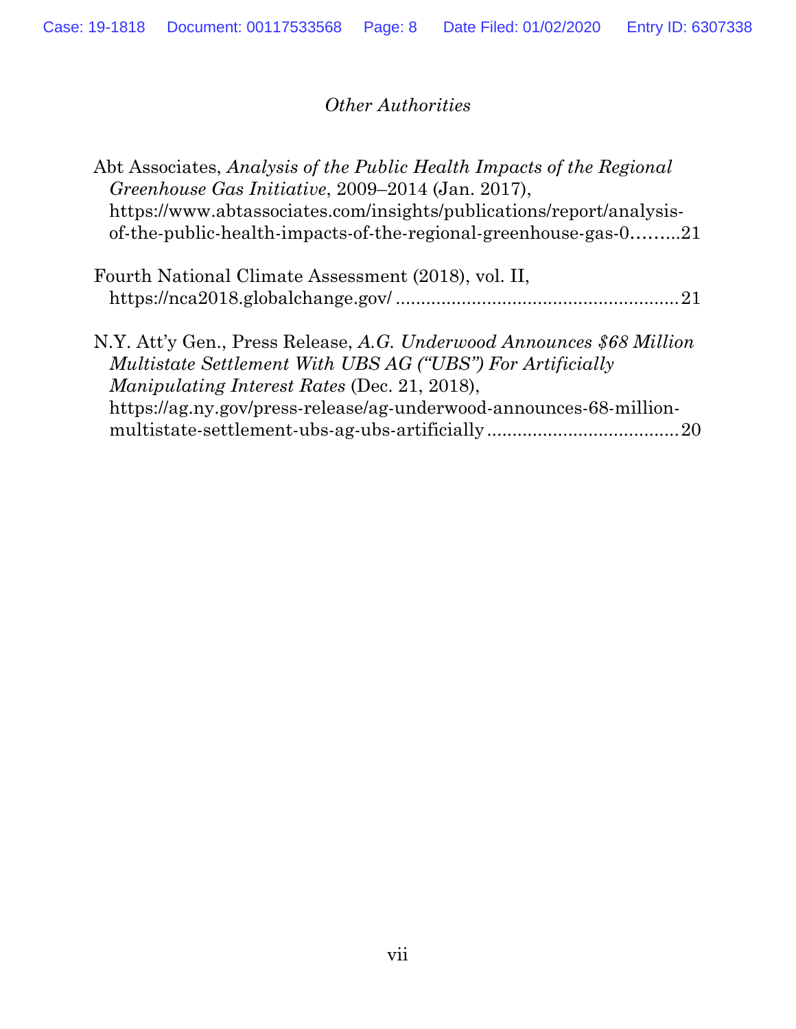*Other Authorities*

Abt Associates, *Analysis of the Public Health Impacts of the Regional Greenhouse Gas Initiative*, 2009–2014 (Jan. 2017), https://www.abtassociates.com/insights/publications/report/analysis-of-the-public-health-impacts-of-the-regional-greenhouse-gas-0.........21

Fourth National Climate Assessment (2018), vol. II, https://nca2018.globalchange.gov/ ........................................................21

N.Y. Att'y Gen., Press Release, *A.G. Underwood Announces $68 Million Multistate Settlement With UBS AG ("UBS") For Artificially Manipulating Interest Rates* (Dec. 21, 2018), https://ag.ny.gov/press-release/ag-underwood-announces-68-million-multistate-settlement-ubs-ag-ubs-artificially ......................................20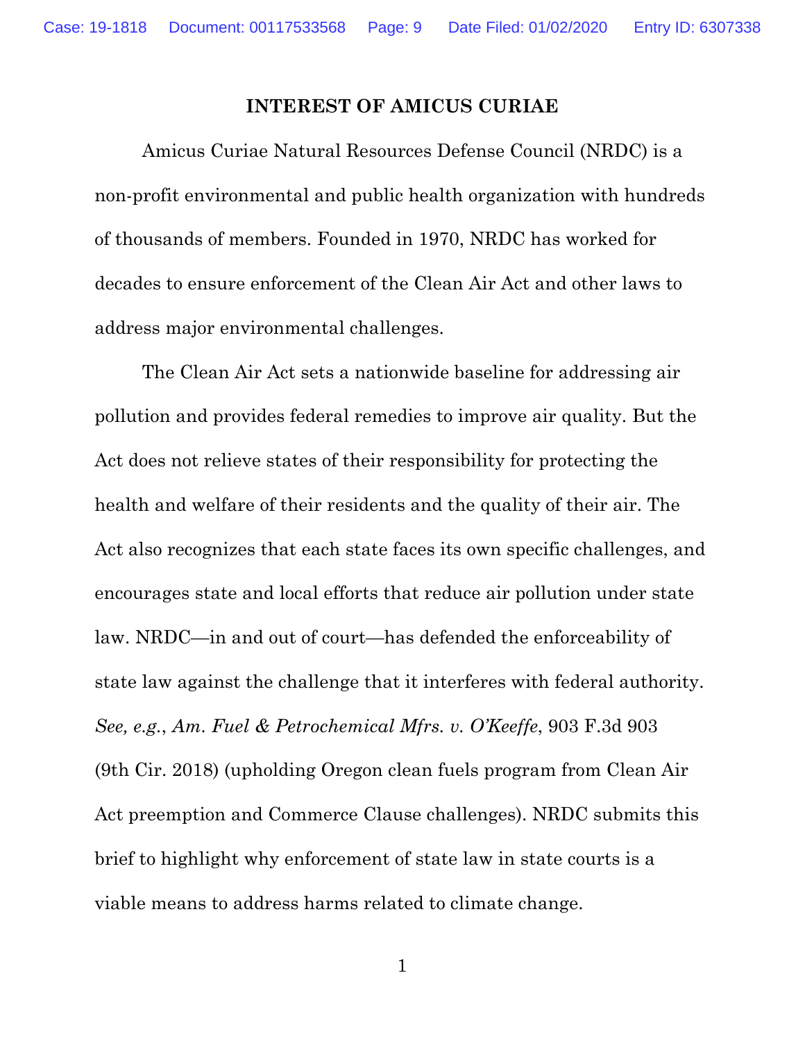## INTEREST OF AMICUS CURIAE

Amicus Curiae Natural Resources Defense Council (NRDC) is a non-profit environmental and public health organization with hundreds of thousands of members. Founded in 1970, NRDC has worked for decades to ensure enforcement of the Clean Air Act and other laws to address major environmental challenges.

The Clean Air Act sets a nationwide baseline for addressing air pollution and provides federal remedies to improve air quality. But the Act does not relieve states of their responsibility for protecting the health and welfare of their residents and the quality of their air. The Act also recognizes that each state faces its own specific challenges, and encourages state and local efforts that reduce air pollution under state law. NRDC—in and out of court—has defended the enforceability of state law against the challenge that it interferes with federal authority. *See, e.g.*, *Am. Fuel & Petrochemical Mfrs. v. O'Keeffe*, 903 F.3d 903 (9th Cir. 2018) (upholding Oregon clean fuels program from Clean Air Act preemption and Commerce Clause challenges). NRDC submits this brief to highlight why enforcement of state law in state courts is a viable means to address harms related to climate change.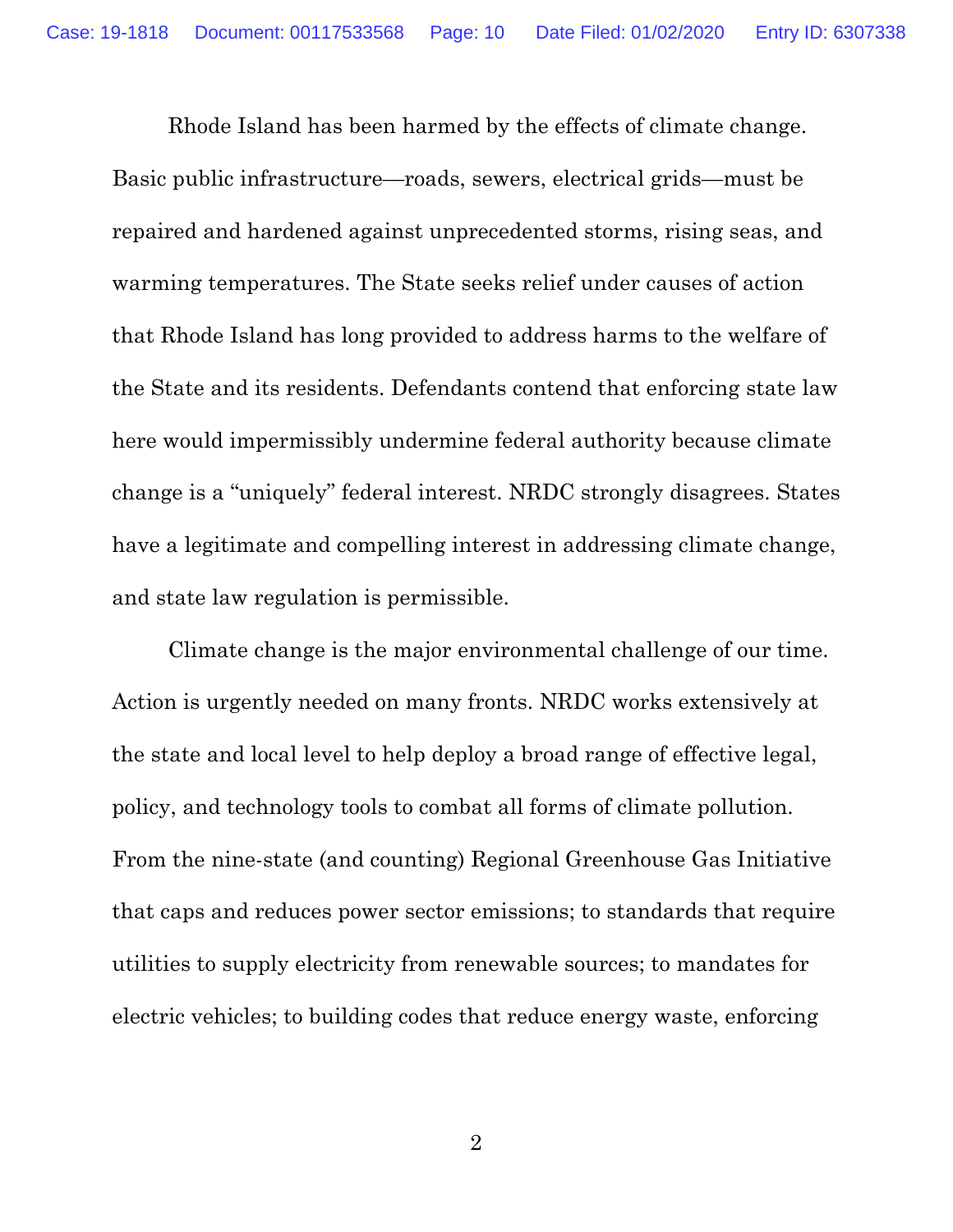Rhode Island has been harmed by the effects of climate change. Basic public infrastructure—roads, sewers, electrical grids—must be repaired and hardened against unprecedented storms, rising seas, and warming temperatures. The State seeks relief under causes of action that Rhode Island has long provided to address harms to the welfare of the State and its residents. Defendants contend that enforcing state law here would impermissibly undermine federal authority because climate change is a "uniquely" federal interest. NRDC strongly disagrees. States have a legitimate and compelling interest in addressing climate change, and state law regulation is permissible.

Climate change is the major environmental challenge of our time. Action is urgently needed on many fronts. NRDC works extensively at the state and local level to help deploy a broad range of effective legal, policy, and technology tools to combat all forms of climate pollution. From the nine-state (and counting) Regional Greenhouse Gas Initiative that caps and reduces power sector emissions; to standards that require utilities to supply electricity from renewable sources; to mandates for electric vehicles; to building codes that reduce energy waste, enforcing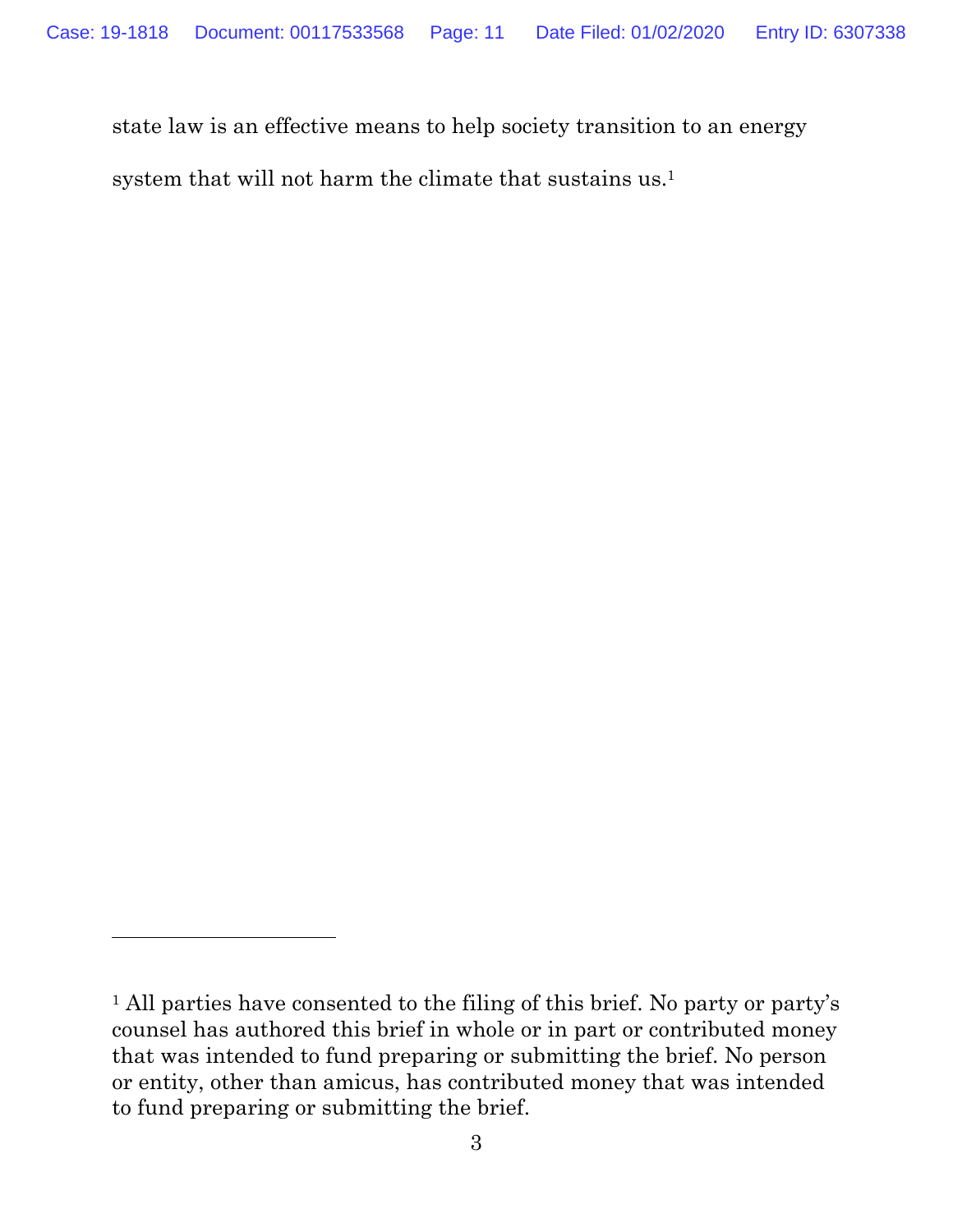state law is an effective means to help society transition to an energy system that will not harm the climate that sustains us.[1]

---

[1] All parties have consented to the filing of this brief. No party or party's counsel has authored this brief in whole or in part or contributed money that was intended to fund preparing or submitting the brief. No person or entity, other than amicus, has contributed money that was intended to fund preparing or submitting the brief.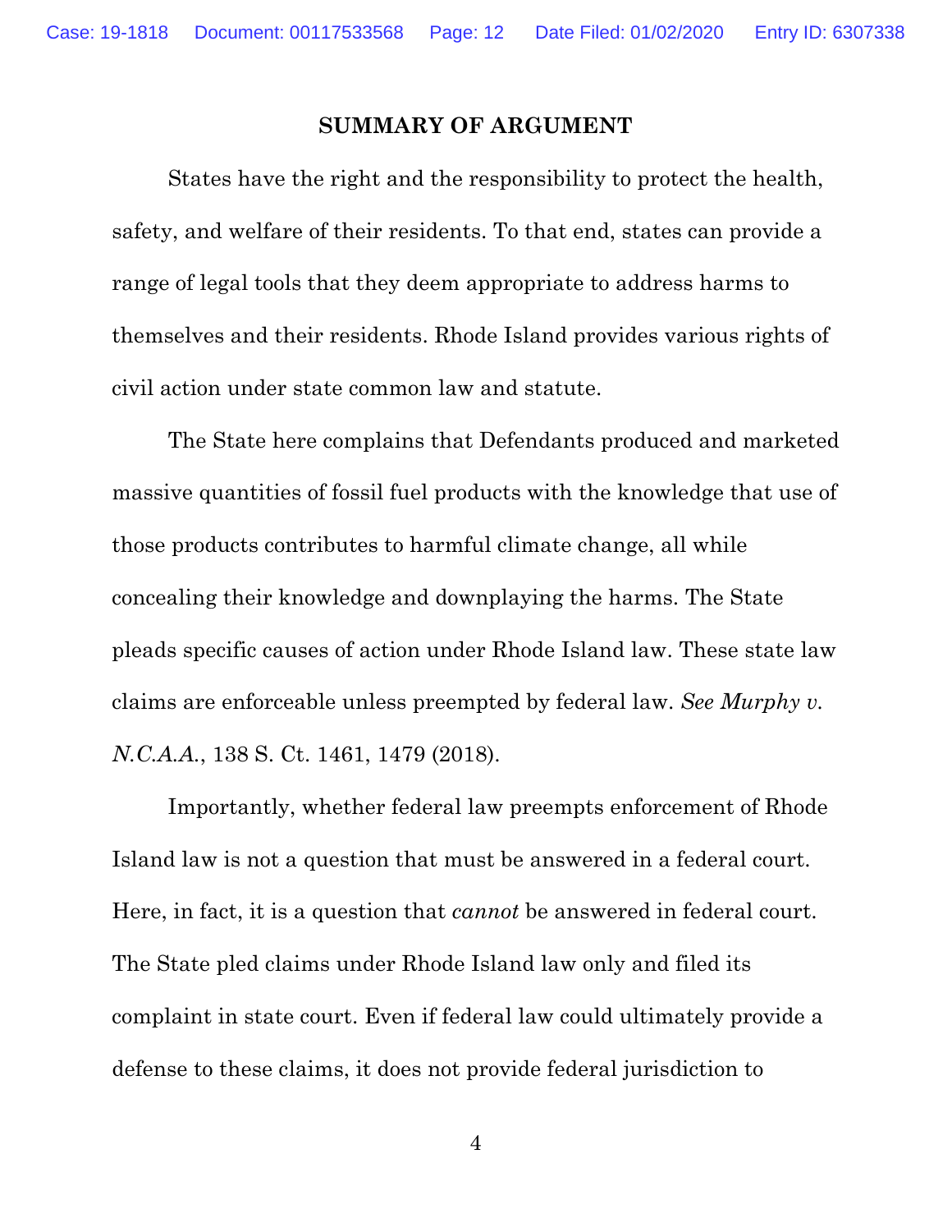## SUMMARY OF ARGUMENT

States have the right and the responsibility to protect the health, safety, and welfare of their residents. To that end, states can provide a range of legal tools that they deem appropriate to address harms to themselves and their residents. Rhode Island provides various rights of civil action under state common law and statute.

The State here complains that Defendants produced and marketed massive quantities of fossil fuel products with the knowledge that use of those products contributes to harmful climate change, all while concealing their knowledge and downplaying the harms. The State pleads specific causes of action under Rhode Island law. These state law claims are enforceable unless preempted by federal law. *See Murphy v. N.C.A.A.*, 138 S. Ct. 1461, 1479 (2018).

Importantly, whether federal law preempts enforcement of Rhode Island law is not a question that must be answered in a federal court. Here, in fact, it is a question that *cannot* be answered in federal court. The State pled claims under Rhode Island law only and filed its complaint in state court. Even if federal law could ultimately provide a defense to these claims, it does not provide federal jurisdiction to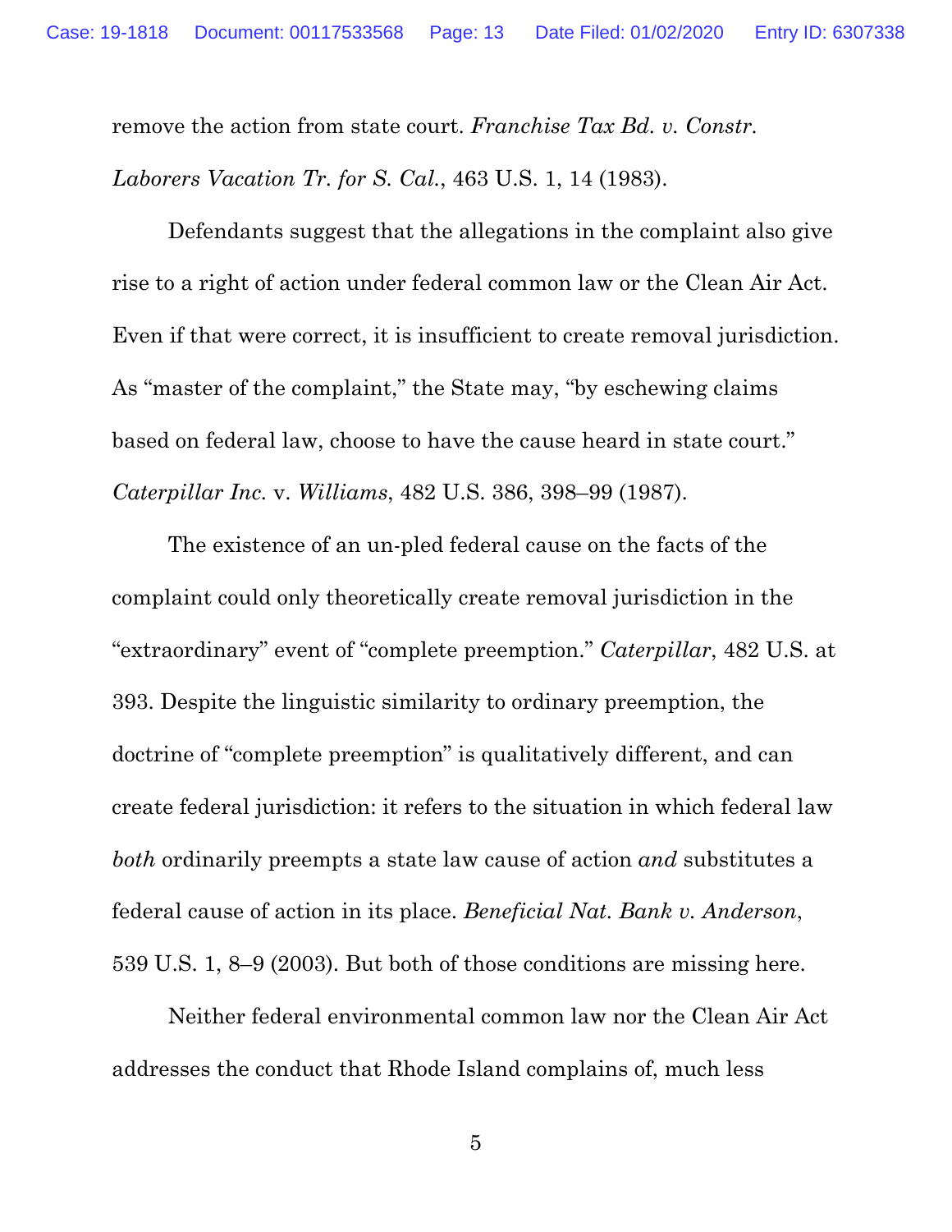remove the action from state court. *Franchise Tax Bd. v. Constr. Laborers Vacation Tr. for S. Cal.*, 463 U.S. 1, 14 (1983).

Defendants suggest that the allegations in the complaint also give rise to a right of action under federal common law or the Clean Air Act. Even if that were correct, it is insufficient to create removal jurisdiction. As "master of the complaint," the State may, "by eschewing claims based on federal law, choose to have the cause heard in state court." *Caterpillar Inc.* v. *Williams*, 482 U.S. 386, 398–99 (1987).

The existence of an un-pled federal cause on the facts of the complaint could only theoretically create removal jurisdiction in the "extraordinary" event of "complete preemption." *Caterpillar*, 482 U.S. at 393. Despite the linguistic similarity to ordinary preemption, the doctrine of "complete preemption" is qualitatively different, and can create federal jurisdiction: it refers to the situation in which federal law *both* ordinarily preempts a state law cause of action *and* substitutes a federal cause of action in its place. *Beneficial Nat. Bank v. Anderson*, 539 U.S. 1, 8–9 (2003). But both of those conditions are missing here.

Neither federal environmental common law nor the Clean Air Act addresses the conduct that Rhode Island complains of, much less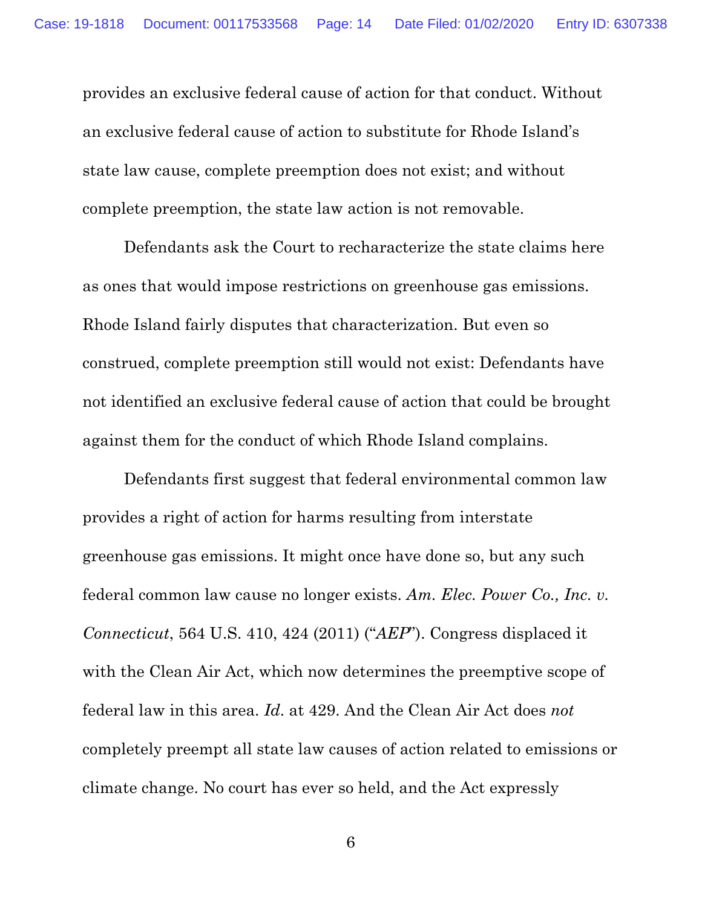provides an exclusive federal cause of action for that conduct. Without an exclusive federal cause of action to substitute for Rhode Island's state law cause, complete preemption does not exist; and without complete preemption, the state law action is not removable.

Defendants ask the Court to recharacterize the state claims here as ones that would impose restrictions on greenhouse gas emissions. Rhode Island fairly disputes that characterization. But even so construed, complete preemption still would not exist: Defendants have not identified an exclusive federal cause of action that could be brought against them for the conduct of which Rhode Island complains.

Defendants first suggest that federal environmental common law provides a right of action for harms resulting from interstate greenhouse gas emissions. It might once have done so, but any such federal common law cause no longer exists. *Am. Elec. Power Co., Inc. v. Connecticut*, 564 U.S. 410, 424 (2011) ("*AEP*"). Congress displaced it with the Clean Air Act, which now determines the preemptive scope of federal law in this area. *Id.* at 429. And the Clean Air Act does *not* completely preempt all state law causes of action related to emissions or climate change. No court has ever so held, and the Act expressly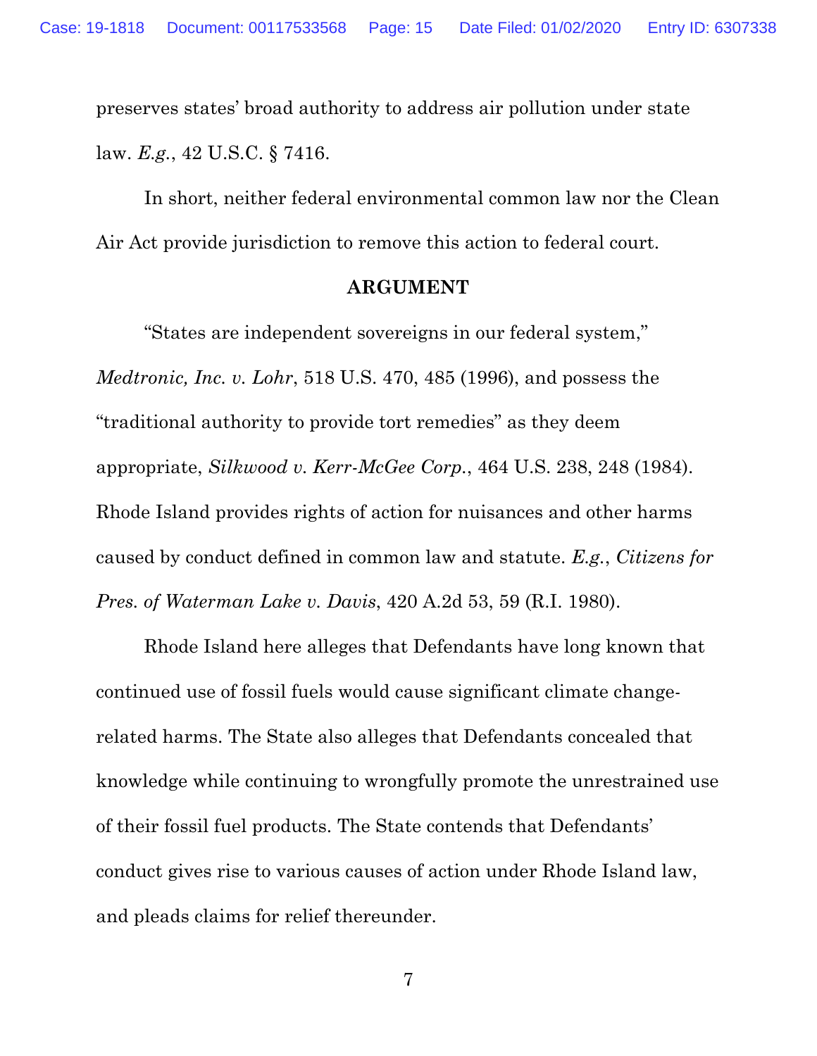preserves states' broad authority to address air pollution under state law. *E.g.*, 42 U.S.C. § 7416.

In short, neither federal environmental common law nor the Clean Air Act provide jurisdiction to remove this action to federal court.

## ARGUMENT

"States are independent sovereigns in our federal system," *Medtronic, Inc. v. Lohr*, 518 U.S. 470, 485 (1996), and possess the "traditional authority to provide tort remedies" as they deem appropriate, *Silkwood v. Kerr-McGee Corp.*, 464 U.S. 238, 248 (1984). Rhode Island provides rights of action for nuisances and other harms caused by conduct defined in common law and statute. *E.g.*, *Citizens for Pres. of Waterman Lake v. Davis*, 420 A.2d 53, 59 (R.I. 1980).

Rhode Island here alleges that Defendants have long known that continued use of fossil fuels would cause significant climate change-related harms. The State also alleges that Defendants concealed that knowledge while continuing to wrongfully promote the unrestrained use of their fossil fuel products. The State contends that Defendants' conduct gives rise to various causes of action under Rhode Island law, and pleads claims for relief thereunder.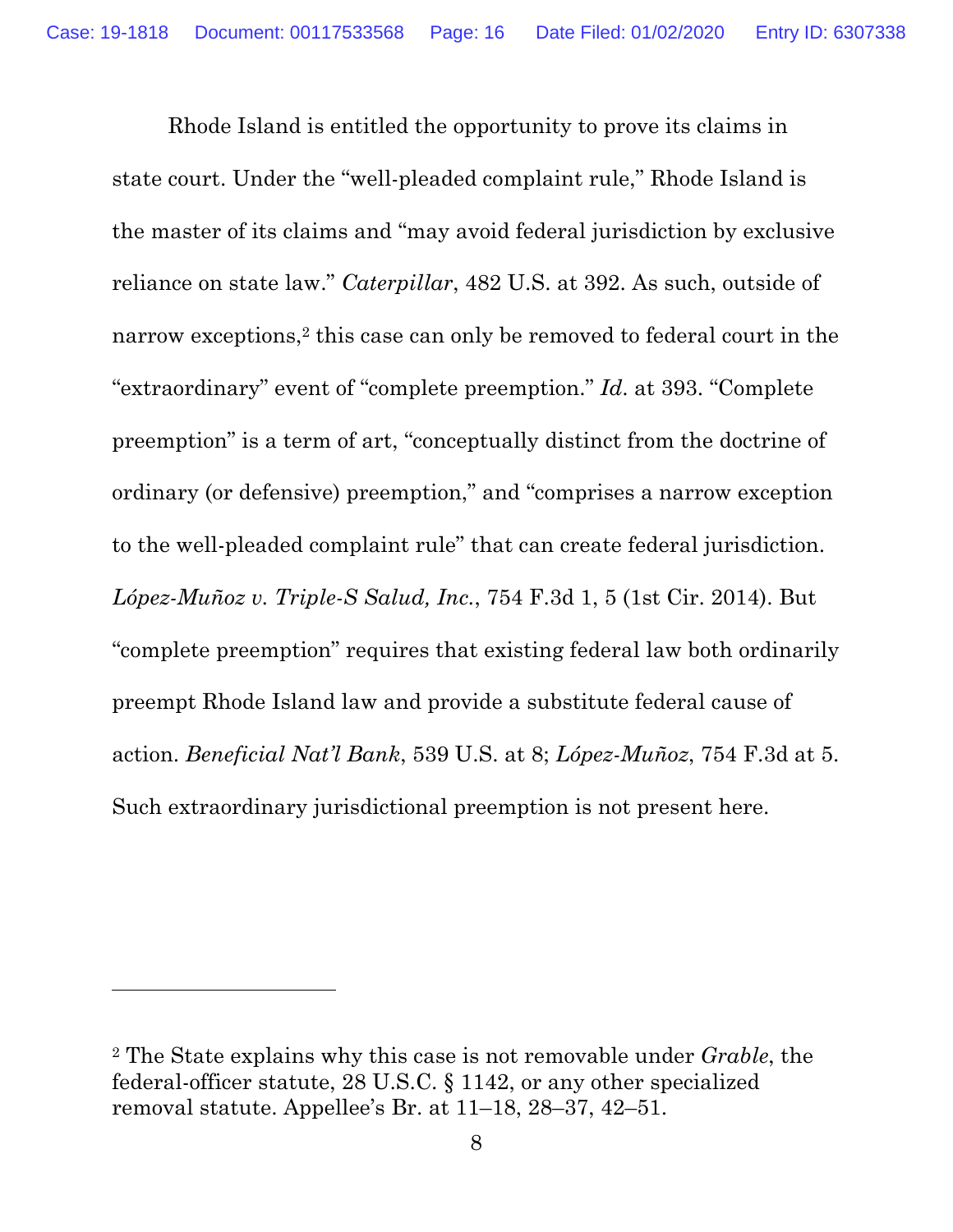Rhode Island is entitled the opportunity to prove its claims in state court. Under the "well-pleaded complaint rule," Rhode Island is the master of its claims and "may avoid federal jurisdiction by exclusive reliance on state law." *Caterpillar*, 482 U.S. at 392. As such, outside of narrow exceptions,[2] this case can only be removed to federal court in the "extraordinary" event of "complete preemption." *Id*. at 393. "Complete preemption" is a term of art, "conceptually distinct from the doctrine of ordinary (or defensive) preemption," and "comprises a narrow exception to the well-pleaded complaint rule" that can create federal jurisdiction. *López-Muñoz v. Triple-S Salud, Inc.*, 754 F.3d 1, 5 (1st Cir. 2014). But "complete preemption" requires that existing federal law both ordinarily preempt Rhode Island law and provide a substitute federal cause of action. *Beneficial Nat'l Bank*, 539 U.S. at 8; *López-Muñoz*, 754 F.3d at 5. Such extraordinary jurisdictional preemption is not present here.

---

[2] The State explains why this case is not removable under *Grable*, the federal-officer statute, 28 U.S.C. § 1142, or any other specialized removal statute. Appellee's Br. at 11–18, 28–37, 42–51.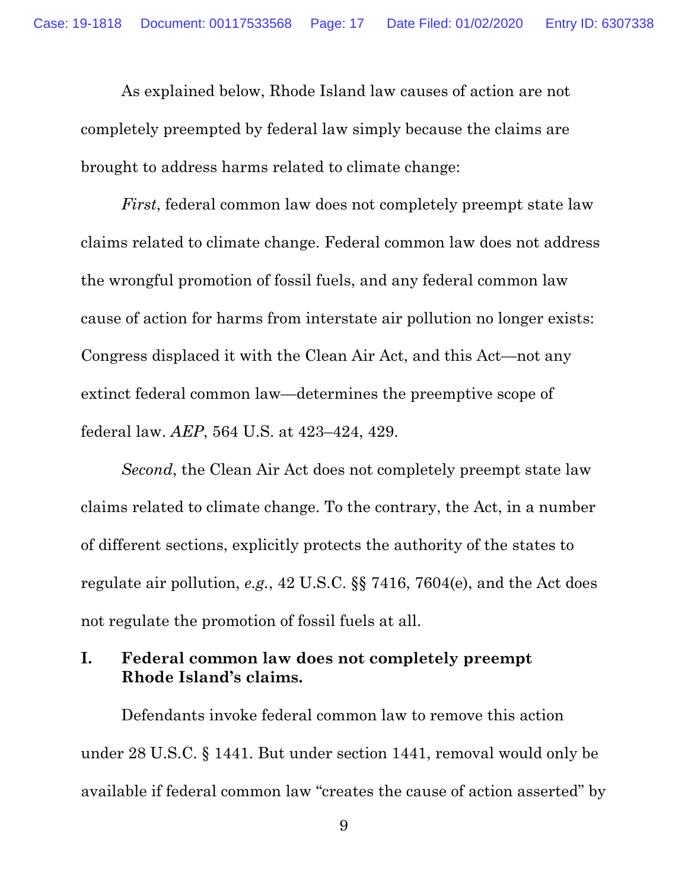As explained below, Rhode Island law causes of action are not completely preempted by federal law simply because the claims are brought to address harms related to climate change:

*First*, federal common law does not completely preempt state law claims related to climate change. Federal common law does not address the wrongful promotion of fossil fuels, and any federal common law cause of action for harms from interstate air pollution no longer exists: Congress displaced it with the Clean Air Act, and this Act—not any extinct federal common law—determines the preemptive scope of federal law. *AEP*, 564 U.S. at 423–424, 429.

*Second*, the Clean Air Act does not completely preempt state law claims related to climate change. To the contrary, the Act, in a number of different sections, explicitly protects the authority of the states to regulate air pollution, *e.g.*, 42 U.S.C. §§ 7416, 7604(e), and the Act does not regulate the promotion of fossil fuels at all.

## I. Federal common law does not completely preempt Rhode Island's claims.

Defendants invoke federal common law to remove this action under 28 U.S.C. § 1441. But under section 1441, removal would only be available if federal common law "creates the cause of action asserted" by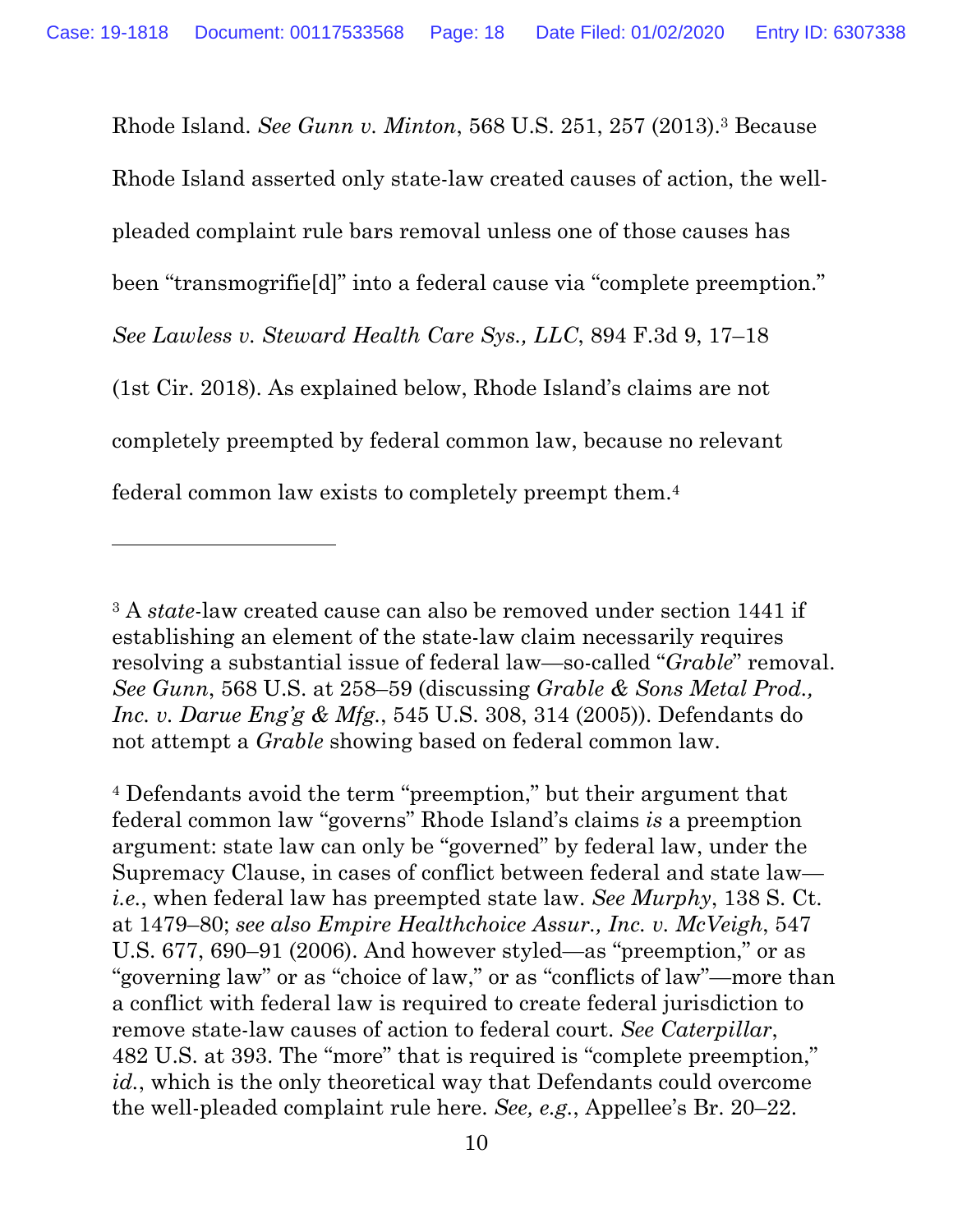Rhode Island. *See Gunn v. Minton*, 568 U.S. 251, 257 (2013).[3] Because Rhode Island asserted only state-law created causes of action, the well-pleaded complaint rule bars removal unless one of those causes has been "transmogrifie[d]" into a federal cause via "complete preemption." *See Lawless v. Steward Health Care Sys., LLC*, 894 F.3d 9, 17–18 (1st Cir. 2018). As explained below, Rhode Island's claims are not completely preempted by federal common law, because no relevant federal common law exists to completely preempt them.[4]

---

[3] A *state*-law created cause can also be removed under section 1441 if establishing an element of the state-law claim necessarily requires resolving a substantial issue of federal law—so-called "*Grable*" removal. *See Gunn*, 568 U.S. at 258–59 (discussing *Grable & Sons Metal Prod., Inc. v. Darue Eng'g & Mfg.*, 545 U.S. 308, 314 (2005)). Defendants do not attempt a *Grable* showing based on federal common law.

[4] Defendants avoid the term "preemption," but their argument that federal common law "governs" Rhode Island's claims *is* a preemption argument: state law can only be "governed" by federal law, under the Supremacy Clause, in cases of conflict between federal and state law—*i.e.*, when federal law has preempted state law. *See Murphy*, 138 S. Ct. at 1479–80; *see also Empire Healthchoice Assur., Inc. v. McVeigh*, 547 U.S. 677, 690–91 (2006). And however styled—as "preemption," or as "governing law" or as "choice of law," or as "conflicts of law"—more than a conflict with federal law is required to create federal jurisdiction to remove state-law causes of action to federal court. *See Caterpillar*, 482 U.S. at 393. The "more" that is required is "complete preemption," *id.*, which is the only theoretical way that Defendants could overcome the well-pleaded complaint rule here. *See, e.g.*, Appellee's Br. 20–22.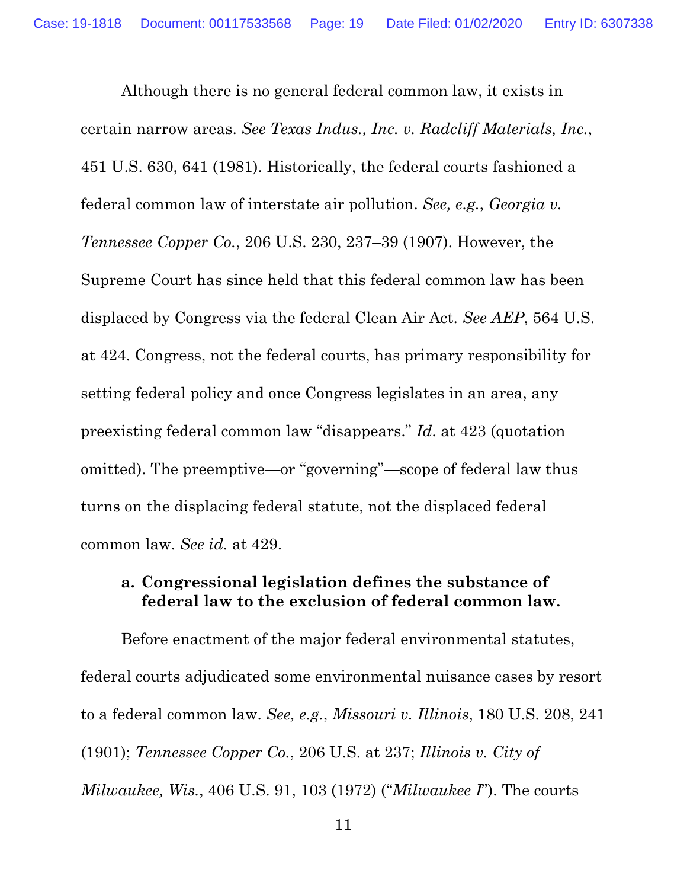Although there is no general federal common law, it exists in certain narrow areas. *See Texas Indus., Inc. v. Radcliff Materials, Inc.*, 451 U.S. 630, 641 (1981). Historically, the federal courts fashioned a federal common law of interstate air pollution. *See, e.g.*, *Georgia v. Tennessee Copper Co.*, 206 U.S. 230, 237–39 (1907). However, the Supreme Court has since held that this federal common law has been displaced by Congress via the federal Clean Air Act. *See AEP*, 564 U.S. at 424. Congress, not the federal courts, has primary responsibility for setting federal policy and once Congress legislates in an area, any preexisting federal common law "disappears." *Id.* at 423 (quotation omitted). The preemptive—or "governing"—scope of federal law thus turns on the displacing federal statute, not the displaced federal common law. *See id.* at 429.

**a. Congressional legislation defines the substance of federal law to the exclusion of federal common law.**

Before enactment of the major federal environmental statutes, federal courts adjudicated some environmental nuisance cases by resort to a federal common law. *See, e.g.*, *Missouri v. Illinois*, 180 U.S. 208, 241 (1901); *Tennessee Copper Co.*, 206 U.S. at 237; *Illinois v. City of Milwaukee, Wis.*, 406 U.S. 91, 103 (1972) ("*Milwaukee I*"). The courts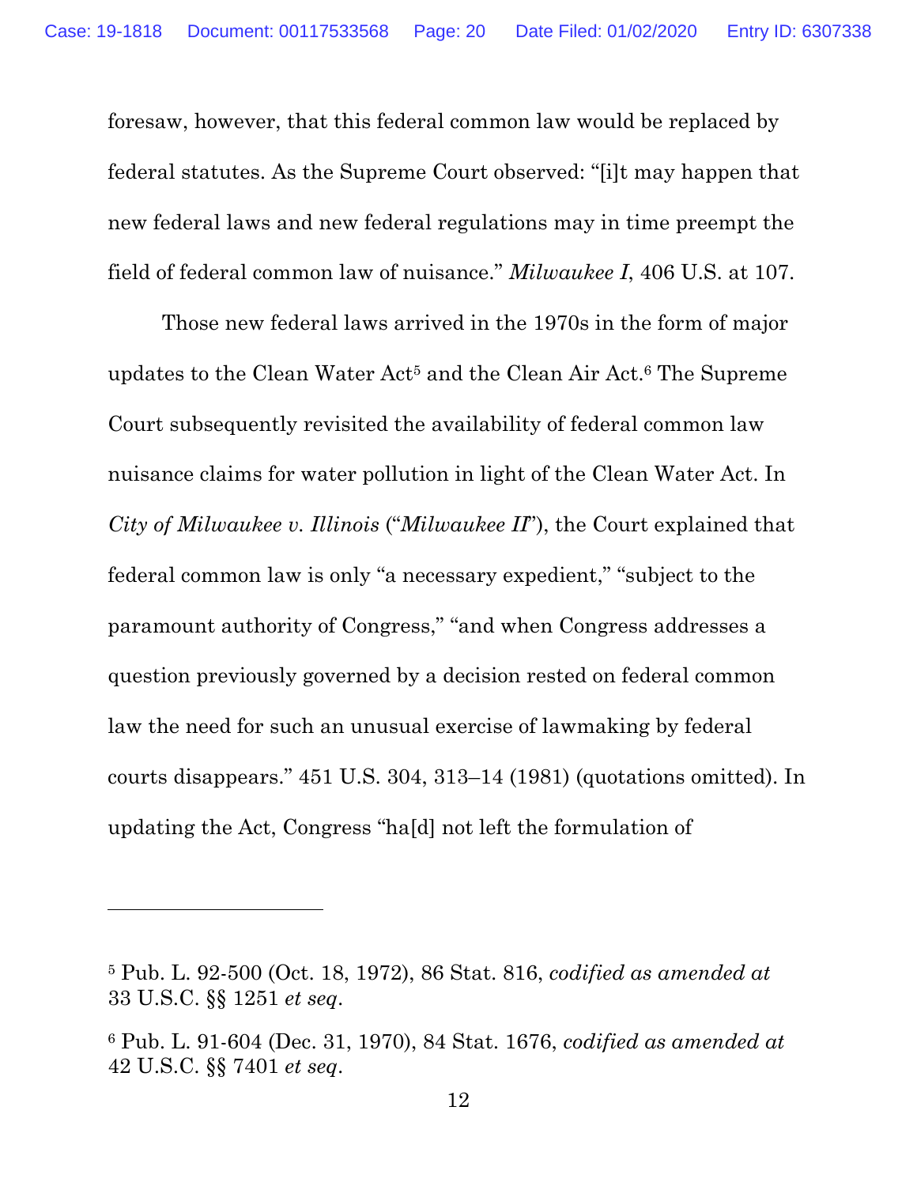foresaw, however, that this federal common law would be replaced by federal statutes. As the Supreme Court observed: "[i]t may happen that new federal laws and new federal regulations may in time preempt the field of federal common law of nuisance." *Milwaukee I*, 406 U.S. at 107.

Those new federal laws arrived in the 1970s in the form of major updates to the Clean Water Act[5] and the Clean Air Act.[6] The Supreme Court subsequently revisited the availability of federal common law nuisance claims for water pollution in light of the Clean Water Act. In *City of Milwaukee v. Illinois* ("*Milwaukee II*"), the Court explained that federal common law is only "a necessary expedient," "subject to the paramount authority of Congress," "and when Congress addresses a question previously governed by a decision rested on federal common law the need for such an unusual exercise of lawmaking by federal courts disappears." 451 U.S. 304, 313–14 (1981) (quotations omitted). In updating the Act, Congress "ha[d] not left the formulation of

---

[5] Pub. L. 92-500 (Oct. 18, 1972), 86 Stat. 816, *codified as amended at* 33 U.S.C. §§ 1251 *et seq*.

[6] Pub. L. 91-604 (Dec. 31, 1970), 84 Stat. 1676, *codified as amended at* 42 U.S.C. §§ 7401 *et seq*.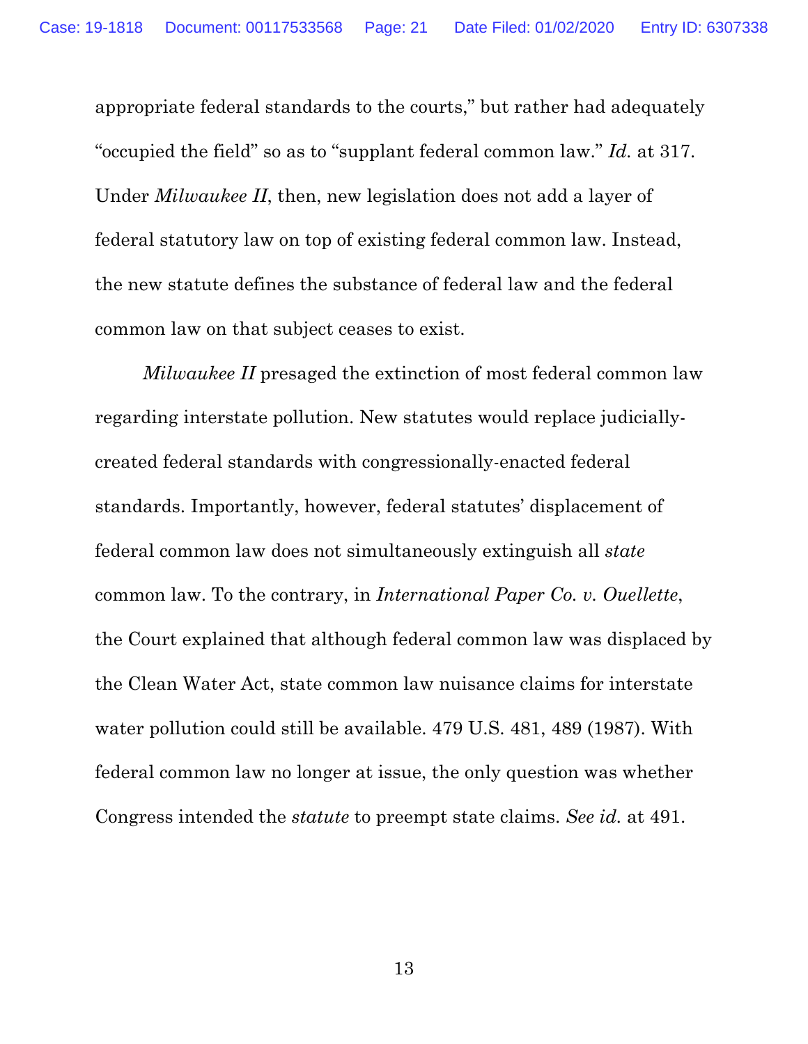appropriate federal standards to the courts," but rather had adequately "occupied the field" so as to "supplant federal common law." *Id.* at 317. Under *Milwaukee II*, then, new legislation does not add a layer of federal statutory law on top of existing federal common law. Instead, the new statute defines the substance of federal law and the federal common law on that subject ceases to exist.

*Milwaukee II* presaged the extinction of most federal common law regarding interstate pollution. New statutes would replace judicially-created federal standards with congressionally-enacted federal standards. Importantly, however, federal statutes' displacement of federal common law does not simultaneously extinguish all *state* common law. To the contrary, in *International Paper Co. v. Ouellette*, the Court explained that although federal common law was displaced by the Clean Water Act, state common law nuisance claims for interstate water pollution could still be available. 479 U.S. 481, 489 (1987). With federal common law no longer at issue, the only question was whether Congress intended the *statute* to preempt state claims. *See id.* at 491.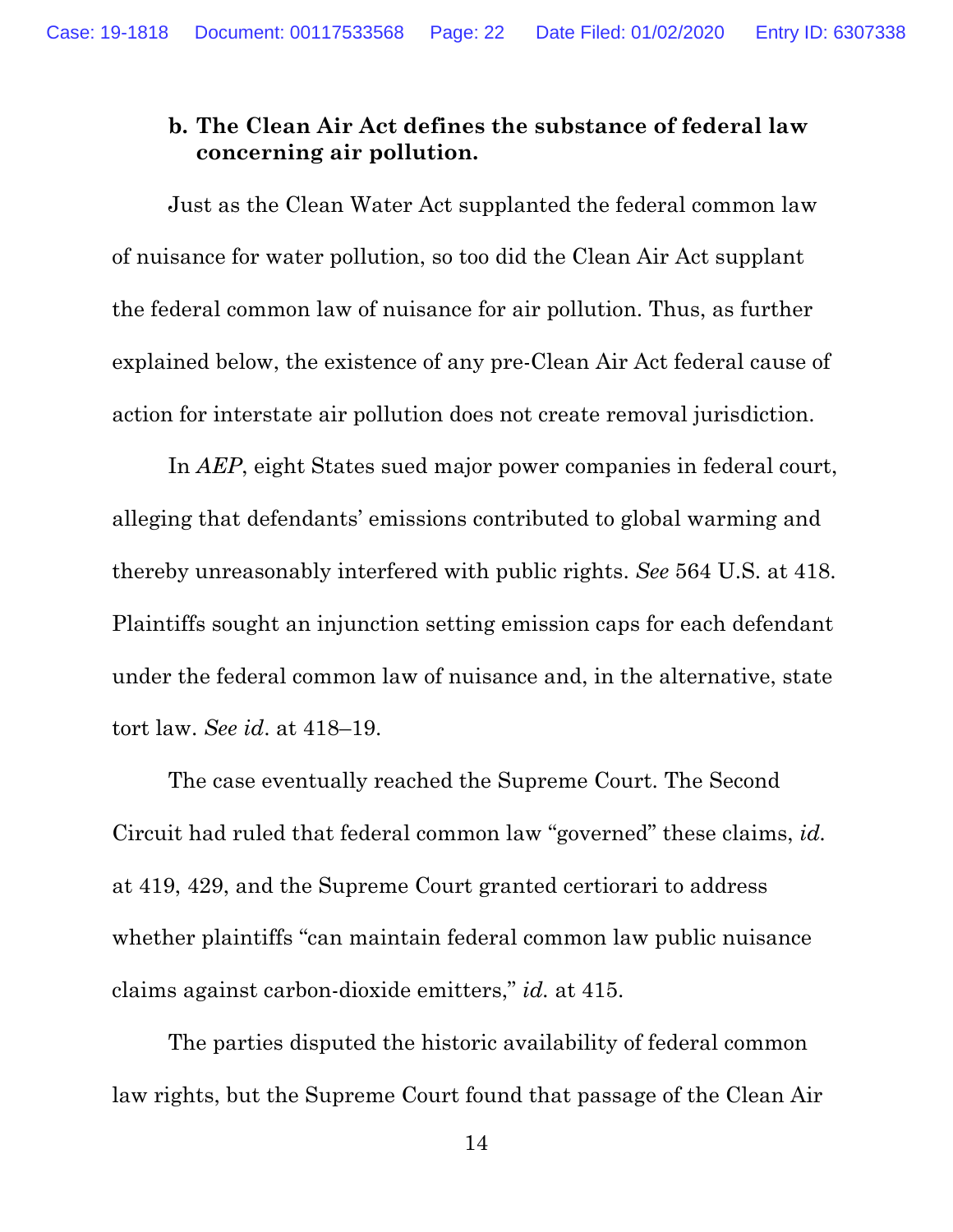### b. The Clean Air Act defines the substance of federal law concerning air pollution.

Just as the Clean Water Act supplanted the federal common law of nuisance for water pollution, so too did the Clean Air Act supplant the federal common law of nuisance for air pollution. Thus, as further explained below, the existence of any pre-Clean Air Act federal cause of action for interstate air pollution does not create removal jurisdiction.

In *AEP*, eight States sued major power companies in federal court, alleging that defendants' emissions contributed to global warming and thereby unreasonably interfered with public rights. *See* 564 U.S. at 418. Plaintiffs sought an injunction setting emission caps for each defendant under the federal common law of nuisance and, in the alternative, state tort law. *See id*. at 418–19.

The case eventually reached the Supreme Court. The Second Circuit had ruled that federal common law "governed" these claims, *id.* at 419, 429, and the Supreme Court granted certiorari to address whether plaintiffs "can maintain federal common law public nuisance claims against carbon-dioxide emitters," *id.* at 415.

The parties disputed the historic availability of federal common law rights, but the Supreme Court found that passage of the Clean Air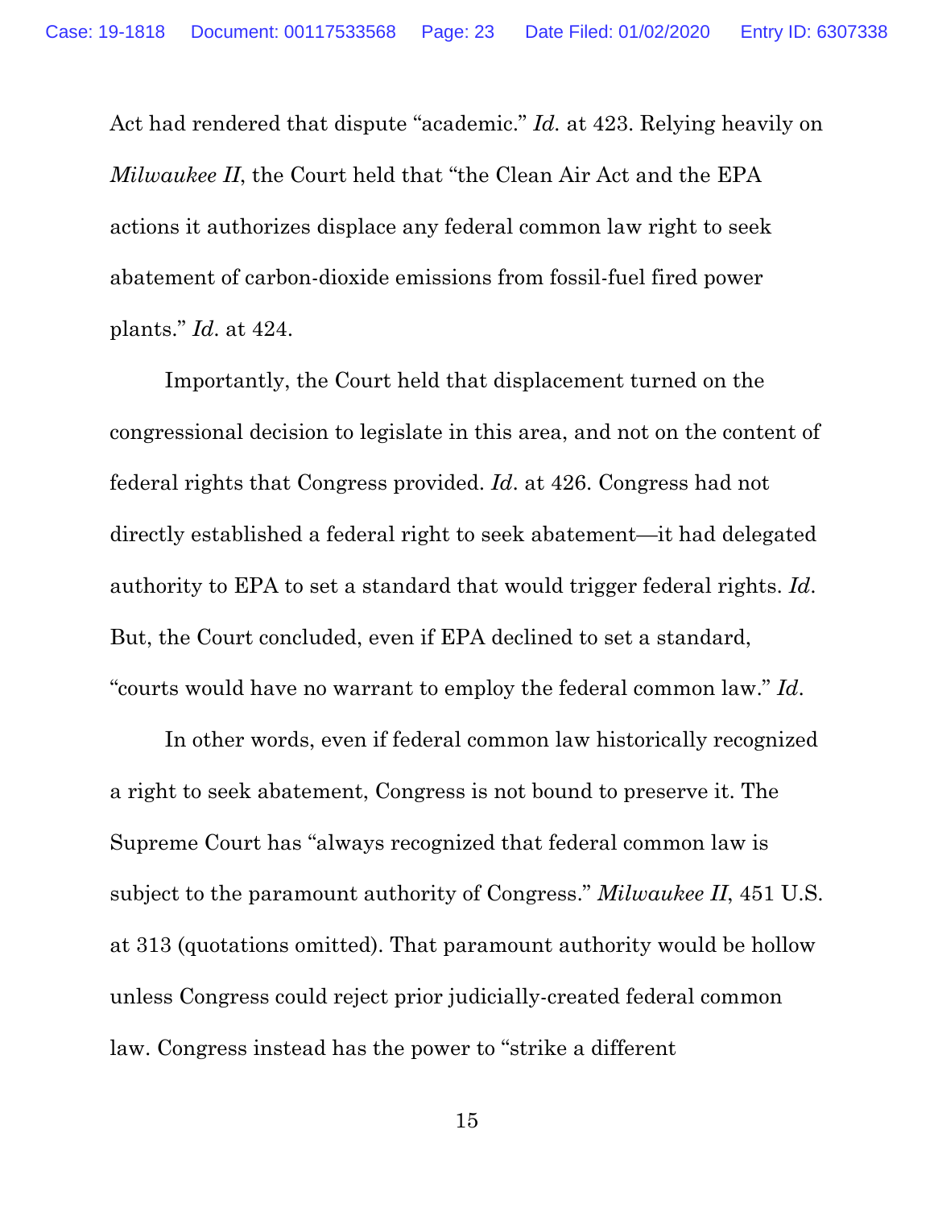Act had rendered that dispute "academic." *Id.* at 423. Relying heavily on *Milwaukee II*, the Court held that "the Clean Air Act and the EPA actions it authorizes displace any federal common law right to seek abatement of carbon-dioxide emissions from fossil-fuel fired power plants." *Id*. at 424.

Importantly, the Court held that displacement turned on the congressional decision to legislate in this area, and not on the content of federal rights that Congress provided. *Id*. at 426. Congress had not directly established a federal right to seek abatement—it had delegated authority to EPA to set a standard that would trigger federal rights. *Id*. But, the Court concluded, even if EPA declined to set a standard, "courts would have no warrant to employ the federal common law." *Id*.

In other words, even if federal common law historically recognized a right to seek abatement, Congress is not bound to preserve it. The Supreme Court has "always recognized that federal common law is subject to the paramount authority of Congress." *Milwaukee II*, 451 U.S. at 313 (quotations omitted). That paramount authority would be hollow unless Congress could reject prior judicially-created federal common law. Congress instead has the power to "strike a different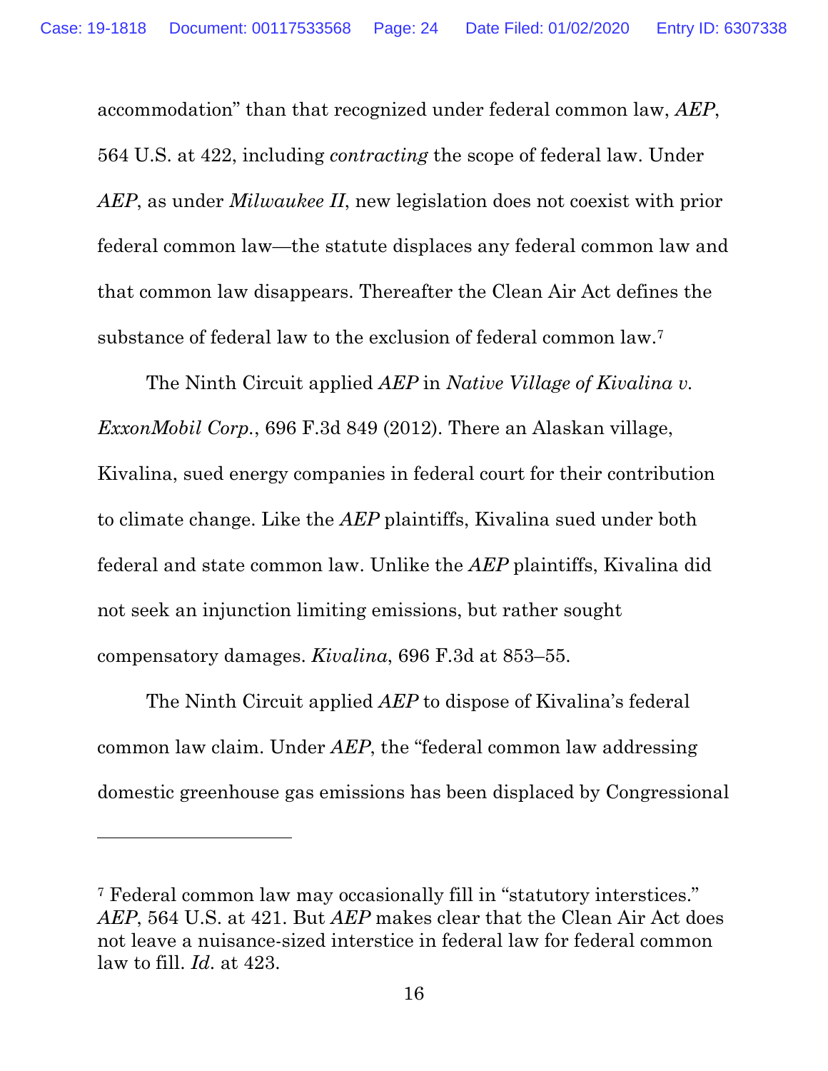accommodation" than that recognized under federal common law, *AEP*, 564 U.S. at 422, including *contracting* the scope of federal law. Under *AEP*, as under *Milwaukee II*, new legislation does not coexist with prior federal common law—the statute displaces any federal common law and that common law disappears. Thereafter the Clean Air Act defines the substance of federal law to the exclusion of federal common law.[7]

The Ninth Circuit applied *AEP* in *Native Village of Kivalina v. ExxonMobil Corp.*, 696 F.3d 849 (2012). There an Alaskan village, Kivalina, sued energy companies in federal court for their contribution to climate change. Like the *AEP* plaintiffs, Kivalina sued under both federal and state common law. Unlike the *AEP* plaintiffs, Kivalina did not seek an injunction limiting emissions, but rather sought compensatory damages. *Kivalina*, 696 F.3d at 853–55.

The Ninth Circuit applied *AEP* to dispose of Kivalina's federal common law claim. Under *AEP*, the "federal common law addressing domestic greenhouse gas emissions has been displaced by Congressional

---

[7] Federal common law may occasionally fill in "statutory interstices." *AEP*, 564 U.S. at 421. But *AEP* makes clear that the Clean Air Act does not leave a nuisance-sized interstice in federal law for federal common law to fill. *Id*. at 423.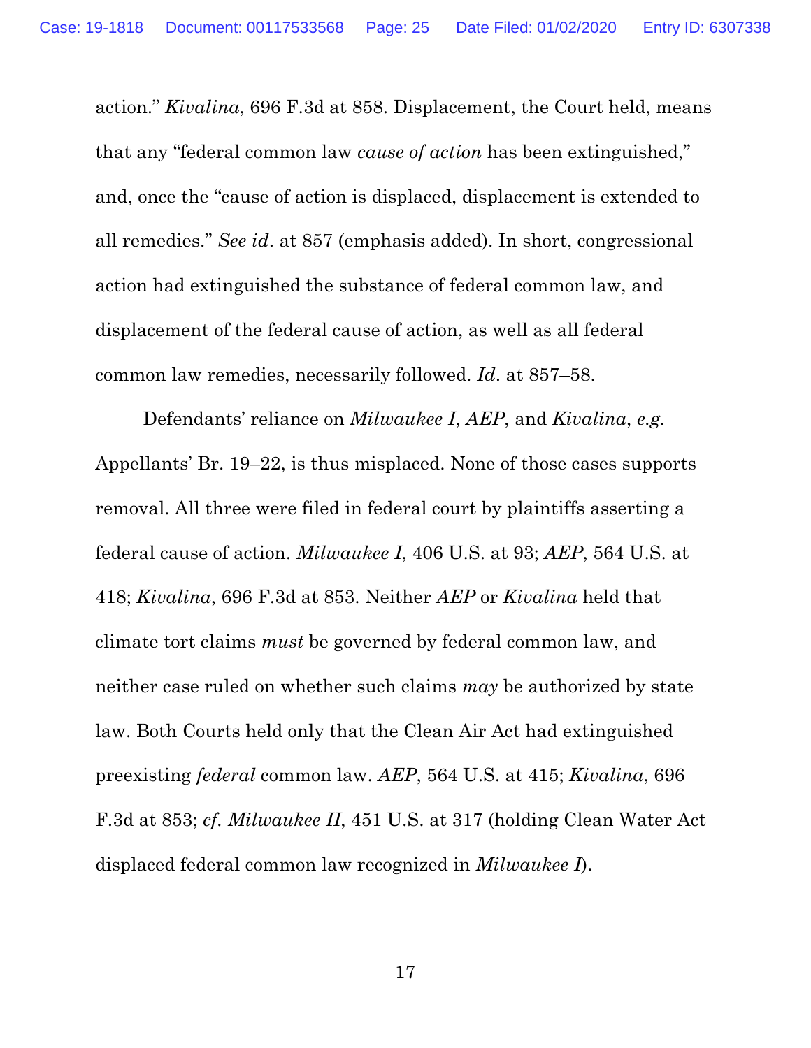action." *Kivalina*, 696 F.3d at 858. Displacement, the Court held, means that any "federal common law *cause of action* has been extinguished," and, once the "cause of action is displaced, displacement is extended to all remedies." *See id*. at 857 (emphasis added). In short, congressional action had extinguished the substance of federal common law, and displacement of the federal cause of action, as well as all federal common law remedies, necessarily followed. *Id*. at 857–58.

Defendants' reliance on *Milwaukee I*, *AEP*, and *Kivalina*, *e.g.* Appellants' Br. 19–22, is thus misplaced. None of those cases supports removal. All three were filed in federal court by plaintiffs asserting a federal cause of action. *Milwaukee I*, 406 U.S. at 93; *AEP*, 564 U.S. at 418; *Kivalina*, 696 F.3d at 853. Neither *AEP* or *Kivalina* held that climate tort claims *must* be governed by federal common law, and neither case ruled on whether such claims *may* be authorized by state law. Both Courts held only that the Clean Air Act had extinguished preexisting *federal* common law. *AEP*, 564 U.S. at 415; *Kivalina*, 696 F.3d at 853; *cf. Milwaukee II*, 451 U.S. at 317 (holding Clean Water Act displaced federal common law recognized in *Milwaukee I*).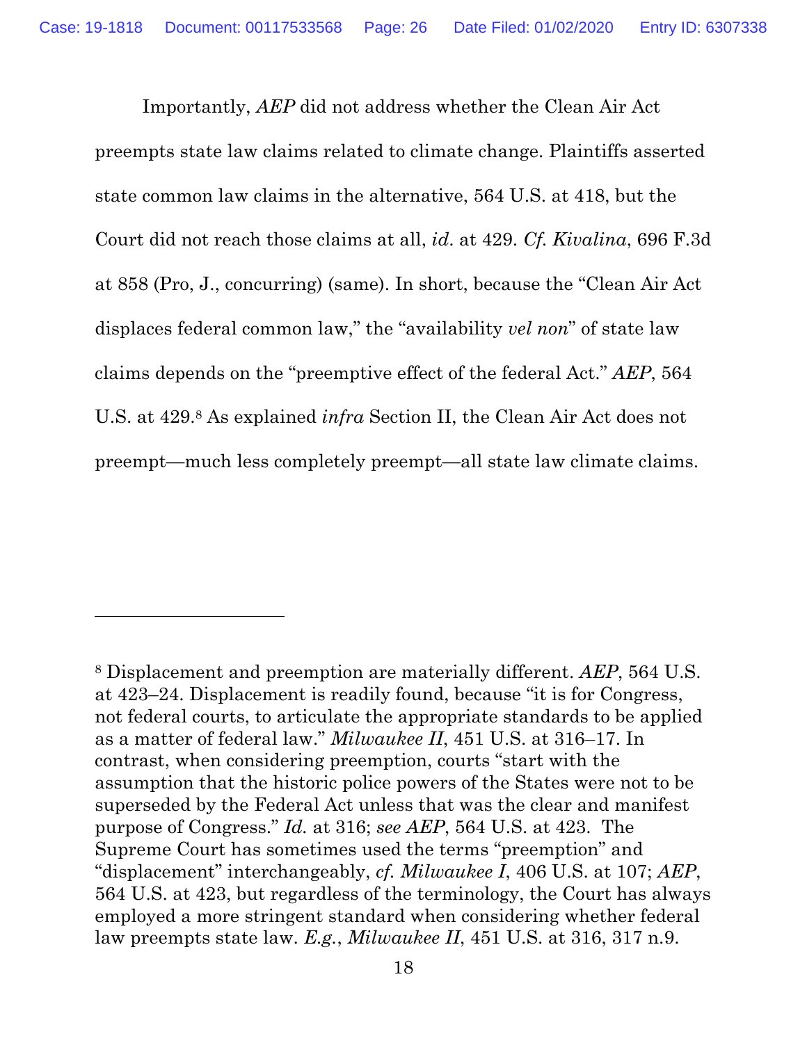Importantly, *AEP* did not address whether the Clean Air Act preempts state law claims related to climate change. Plaintiffs asserted state common law claims in the alternative, 564 U.S. at 418, but the Court did not reach those claims at all, *id*. at 429. *Cf. Kivalina*, 696 F.3d at 858 (Pro, J., concurring) (same). In short, because the "Clean Air Act displaces federal common law," the "availability *vel non*" of state law claims depends on the "preemptive effect of the federal Act." *AEP*, 564 U.S. at 429.[8] As explained *infra* Section II, the Clean Air Act does not preempt—much less completely preempt—all state law climate claims.

---

[8] Displacement and preemption are materially different. *AEP*, 564 U.S. at 423–24. Displacement is readily found, because "it is for Congress, not federal courts, to articulate the appropriate standards to be applied as a matter of federal law." *Milwaukee II*, 451 U.S. at 316–17. In contrast, when considering preemption, courts "start with the assumption that the historic police powers of the States were not to be superseded by the Federal Act unless that was the clear and manifest purpose of Congress." *Id.* at 316; *see AEP*, 564 U.S. at 423. The Supreme Court has sometimes used the terms "preemption" and "displacement" interchangeably, *cf. Milwaukee I*, 406 U.S. at 107; *AEP*, 564 U.S. at 423, but regardless of the terminology, the Court has always employed a more stringent standard when considering whether federal law preempts state law. *E.g.*, *Milwaukee II*, 451 U.S. at 316, 317 n.9.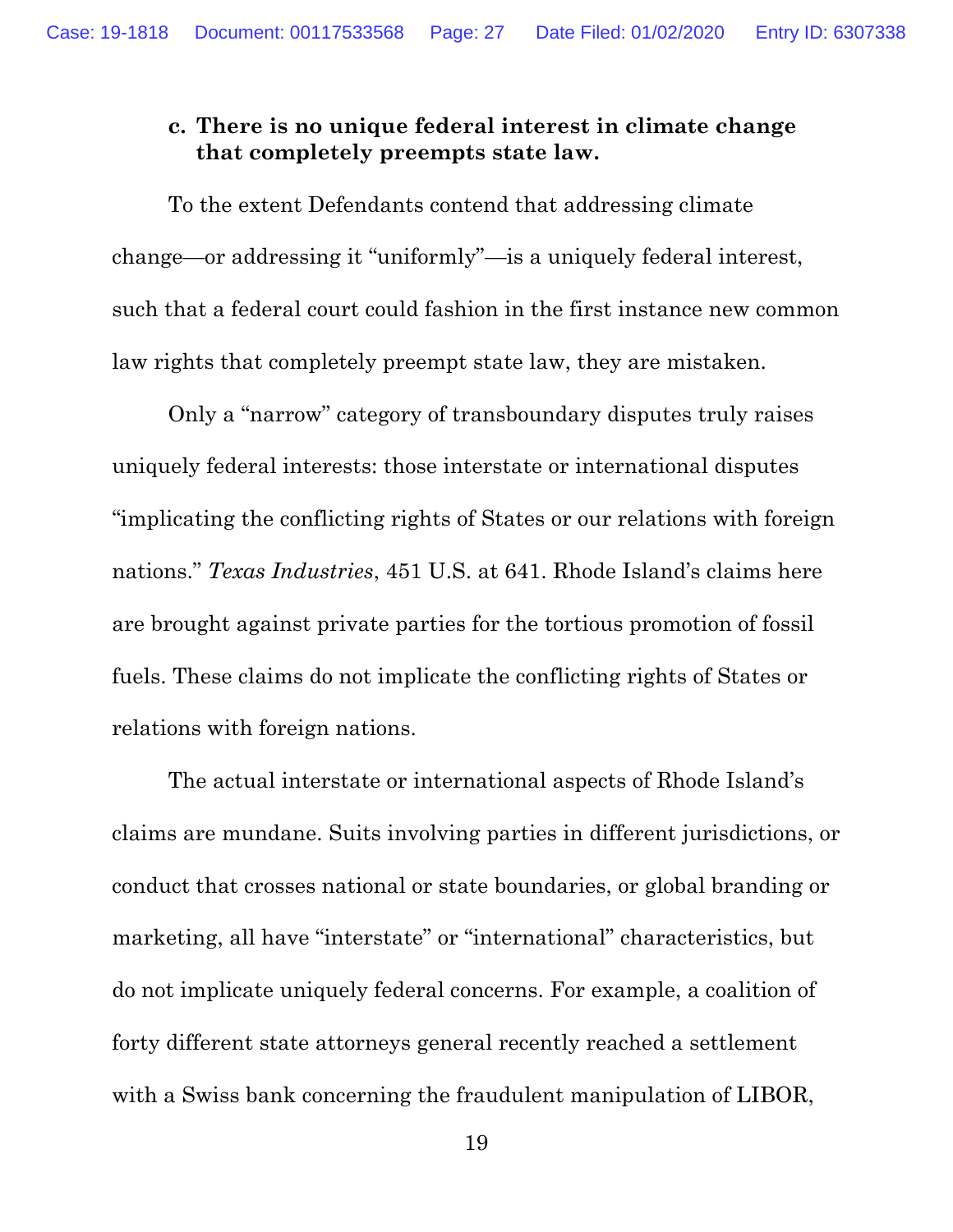### c. There is no unique federal interest in climate change that completely preempts state law.

To the extent Defendants contend that addressing climate change—or addressing it "uniformly"—is a uniquely federal interest, such that a federal court could fashion in the first instance new common law rights that completely preempt state law, they are mistaken.

Only a "narrow" category of transboundary disputes truly raises uniquely federal interests: those interstate or international disputes "implicating the conflicting rights of States or our relations with foreign nations." *Texas Industries*, 451 U.S. at 641. Rhode Island's claims here are brought against private parties for the tortious promotion of fossil fuels. These claims do not implicate the conflicting rights of States or relations with foreign nations.

The actual interstate or international aspects of Rhode Island's claims are mundane. Suits involving parties in different jurisdictions, or conduct that crosses national or state boundaries, or global branding or marketing, all have "interstate" or "international" characteristics, but do not implicate uniquely federal concerns. For example, a coalition of forty different state attorneys general recently reached a settlement with a Swiss bank concerning the fraudulent manipulation of LIBOR,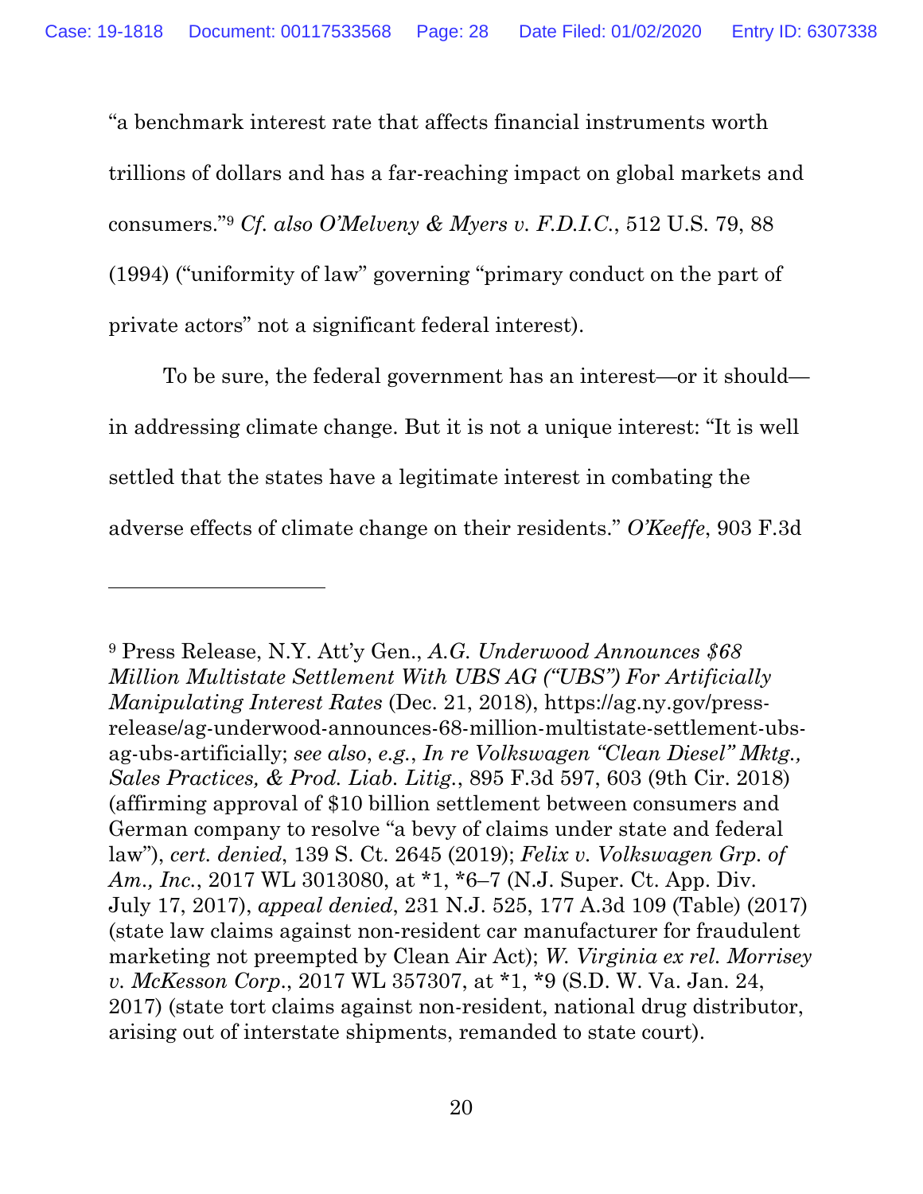"a benchmark interest rate that affects financial instruments worth trillions of dollars and has a far-reaching impact on global markets and consumers."[9] *Cf. also O'Melveny & Myers v. F.D.I.C.*, 512 U.S. 79, 88 (1994) ("uniformity of law" governing "primary conduct on the part of private actors" not a significant federal interest).

To be sure, the federal government has an interest—or it should—in addressing climate change. But it is not a unique interest: "It is well settled that the states have a legitimate interest in combating the adverse effects of climate change on their residents." *O'Keeffe*, 903 F.3d

---

[9] Press Release, N.Y. Att'y Gen., *A.G. Underwood Announces $68 Million Multistate Settlement With UBS AG ("UBS") For Artificially Manipulating Interest Rates* (Dec. 21, 2018), https://ag.ny.gov/press-release/ag-underwood-announces-68-million-multistate-settlement-ubs-ag-ubs-artificially; *see also*, *e.g.*, *In re Volkswagen "Clean Diesel" Mktg., Sales Practices, & Prod. Liab. Litig.*, 895 F.3d 597, 603 (9th Cir. 2018) (affirming approval of $10 billion settlement between consumers and German company to resolve "a bevy of claims under state and federal law"), *cert. denied*, 139 S. Ct. 2645 (2019); *Felix v. Volkswagen Grp. of Am., Inc.*, 2017 WL 3013080, at *1, *6–7 (N.J. Super. Ct. App. Div. July 17, 2017), *appeal denied*, 231 N.J. 525, 177 A.3d 109 (Table) (2017) (state law claims against non-resident car manufacturer for fraudulent marketing not preempted by Clean Air Act); *W. Virginia ex rel. Morrisey v. McKesson Corp.*, 2017 WL 357307, at *1, *9 (S.D. W. Va. Jan. 24, 2017) (state tort claims against non-resident, national drug distributor, arising out of interstate shipments, remanded to state court).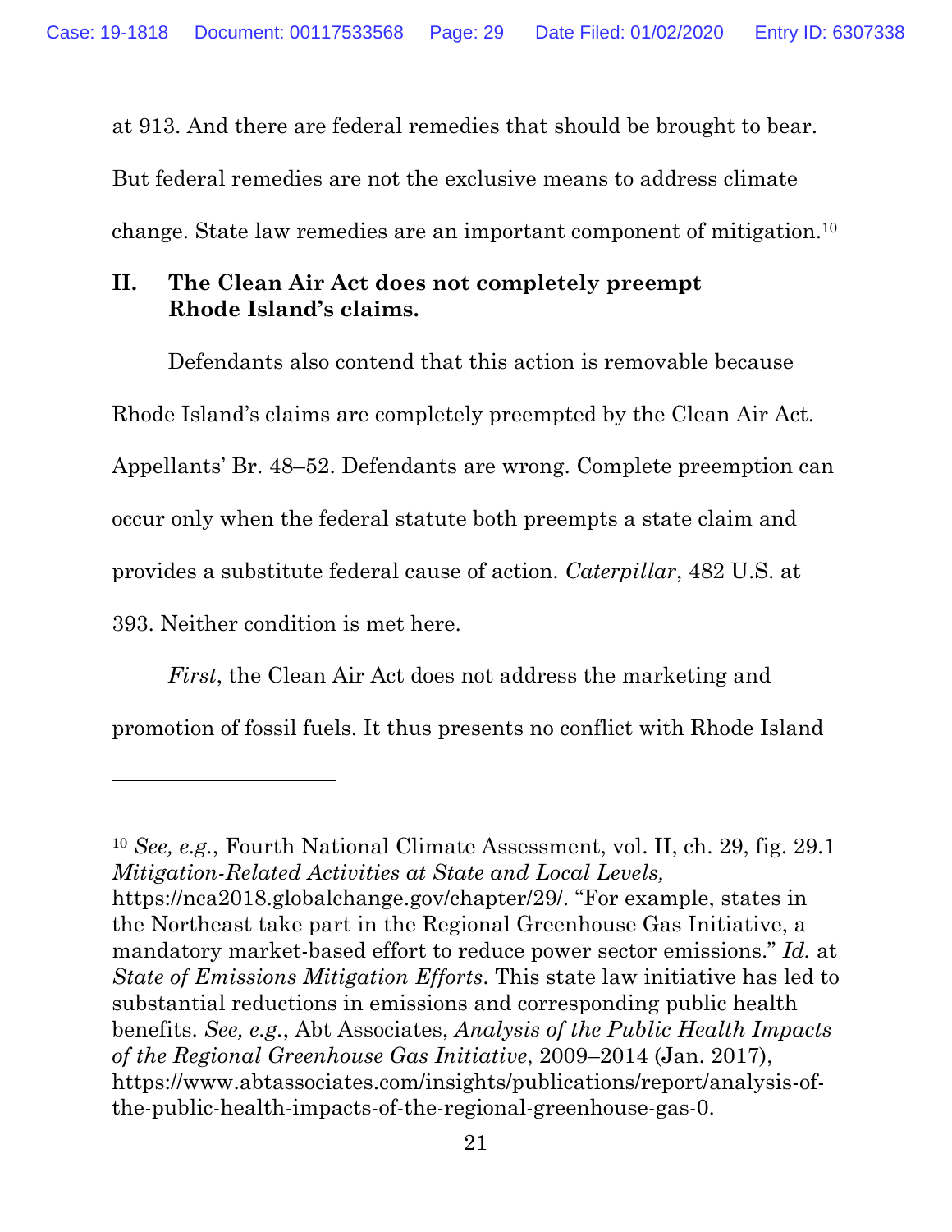at 913. And there are federal remedies that should be brought to bear. But federal remedies are not the exclusive means to address climate change. State law remedies are an important component of mitigation.[10]

## II. The Clean Air Act does not completely preempt Rhode Island's claims.

Defendants also contend that this action is removable because Rhode Island's claims are completely preempted by the Clean Air Act. Appellants' Br. 48–52. Defendants are wrong. Complete preemption can occur only when the federal statute both preempts a state claim and provides a substitute federal cause of action. *Caterpillar*, 482 U.S. at 393. Neither condition is met here.

*First*, the Clean Air Act does not address the marketing and promotion of fossil fuels. It thus presents no conflict with Rhode Island

---

[10] *See, e.g.*, Fourth National Climate Assessment, vol. II, ch. 29, fig. 29.1 *Mitigation-Related Activities at State and Local Levels,* https://nca2018.globalchange.gov/chapter/29/. "For example, states in the Northeast take part in the Regional Greenhouse Gas Initiative, a mandatory market-based effort to reduce power sector emissions." *Id.* at *State of Emissions Mitigation Efforts*. This state law initiative has led to substantial reductions in emissions and corresponding public health benefits. *See, e.g.*, Abt Associates, *Analysis of the Public Health Impacts of the Regional Greenhouse Gas Initiative*, 2009–2014 (Jan. 2017), https://www.abtassociates.com/insights/publications/report/analysis-of-the-public-health-impacts-of-the-regional-greenhouse-gas-0.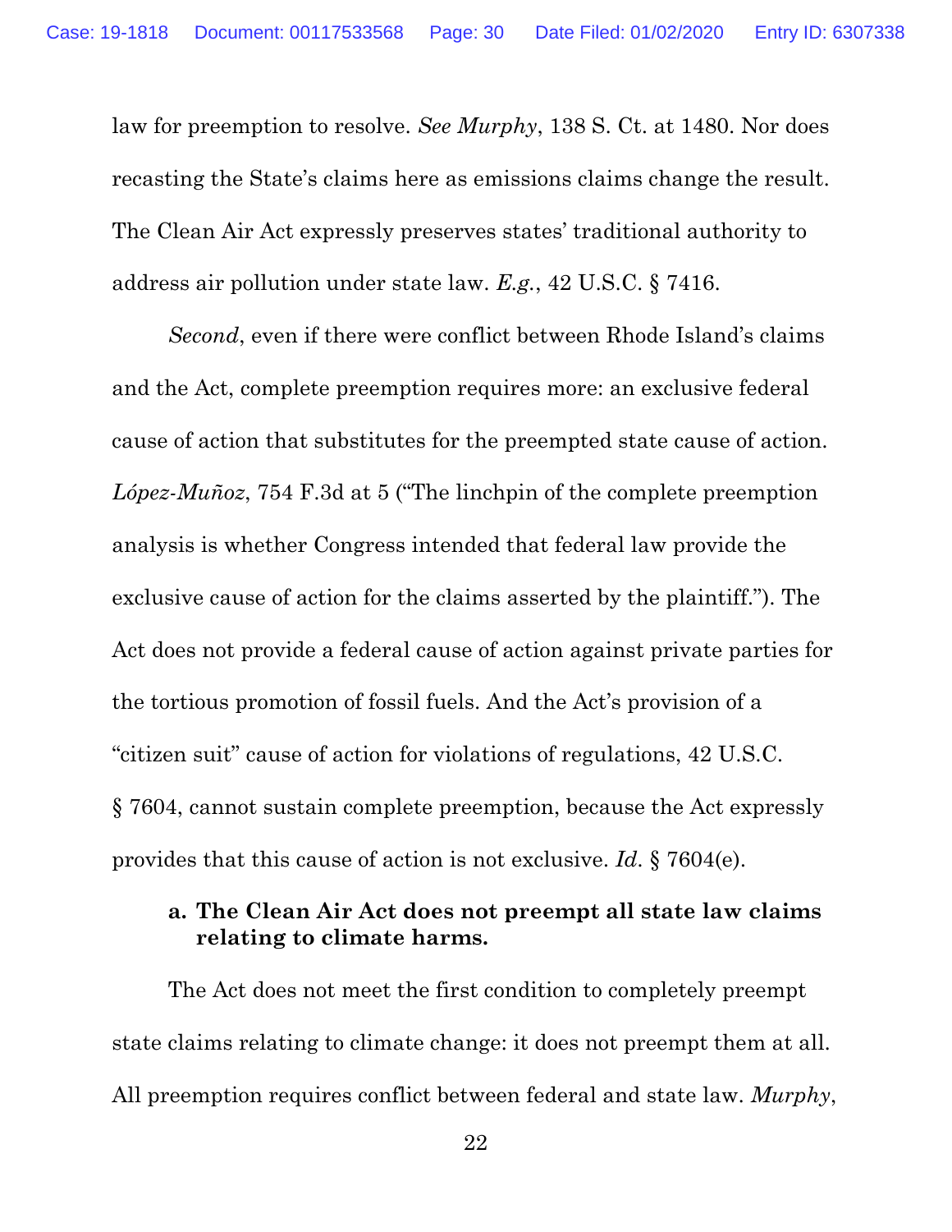law for preemption to resolve. *See Murphy*, 138 S. Ct. at 1480. Nor does recasting the State's claims here as emissions claims change the result. The Clean Air Act expressly preserves states' traditional authority to address air pollution under state law. *E.g.*, 42 U.S.C. § 7416.

*Second*, even if there were conflict between Rhode Island's claims and the Act, complete preemption requires more: an exclusive federal cause of action that substitutes for the preempted state cause of action. *López-Muñoz*, 754 F.3d at 5 ("The linchpin of the complete preemption analysis is whether Congress intended that federal law provide the exclusive cause of action for the claims asserted by the plaintiff."). The Act does not provide a federal cause of action against private parties for the tortious promotion of fossil fuels. And the Act's provision of a "citizen suit" cause of action for violations of regulations, 42 U.S.C. § 7604, cannot sustain complete preemption, because the Act expressly provides that this cause of action is not exclusive. *Id.* § 7604(e).

**a. The Clean Air Act does not preempt all state law claims relating to climate harms.**

The Act does not meet the first condition to completely preempt state claims relating to climate change: it does not preempt them at all. All preemption requires conflict between federal and state law. *Murphy*,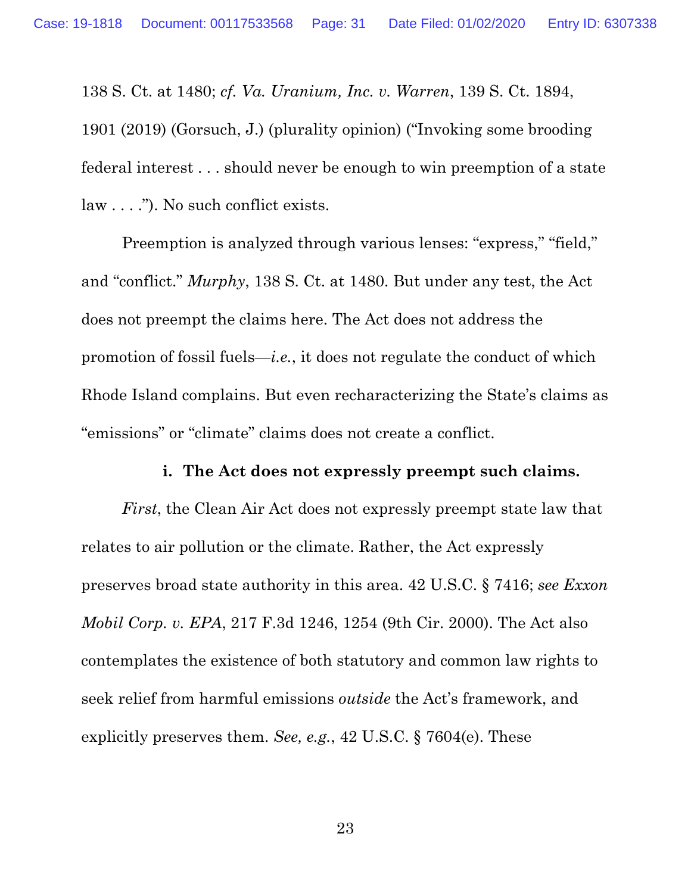138 S. Ct. at 1480; *cf. Va. Uranium, Inc. v. Warren*, 139 S. Ct. 1894, 1901 (2019) (Gorsuch, J.) (plurality opinion) ("Invoking some brooding federal interest . . . should never be enough to win preemption of a state law . . . ."). No such conflict exists.

Preemption is analyzed through various lenses: "express," "field," and "conflict." *Murphy*, 138 S. Ct. at 1480. But under any test, the Act does not preempt the claims here. The Act does not address the promotion of fossil fuels—*i.e.*, it does not regulate the conduct of which Rhode Island complains. But even recharacterizing the State's claims as "emissions" or "climate" claims does not create a conflict.

**i. The Act does not expressly preempt such claims.**

*First*, the Clean Air Act does not expressly preempt state law that relates to air pollution or the climate. Rather, the Act expressly preserves broad state authority in this area. 42 U.S.C. § 7416; *see Exxon Mobil Corp. v. EPA*, 217 F.3d 1246, 1254 (9th Cir. 2000). The Act also contemplates the existence of both statutory and common law rights to seek relief from harmful emissions *outside* the Act's framework, and explicitly preserves them. *See, e.g.*, 42 U.S.C. § 7604(e). These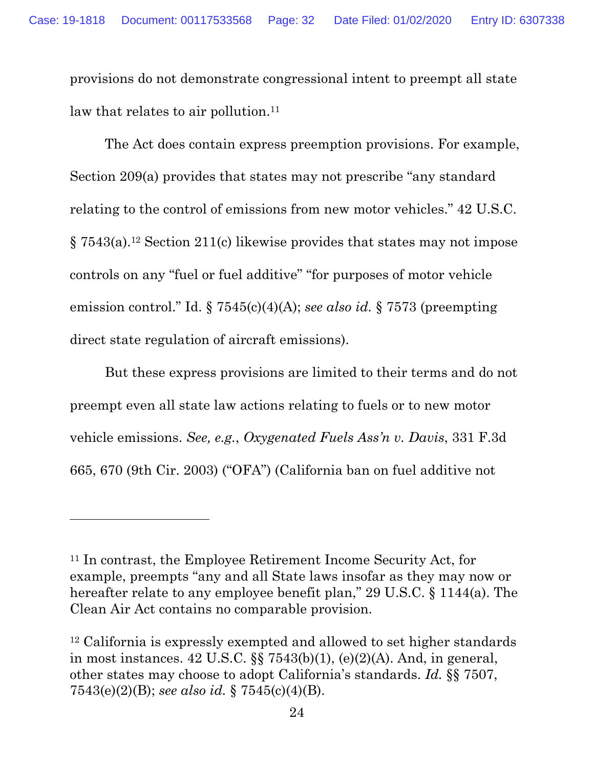provisions do not demonstrate congressional intent to preempt all state law that relates to air pollution.[11]

The Act does contain express preemption provisions. For example, Section 209(a) provides that states may not prescribe "any standard relating to the control of emissions from new motor vehicles." 42 U.S.C. § 7543(a).[12] Section 211(c) likewise provides that states may not impose controls on any "fuel or fuel additive" "for purposes of motor vehicle emission control." Id. § 7545(c)(4)(A); *see also id.* § 7573 (preempting direct state regulation of aircraft emissions).

But these express provisions are limited to their terms and do not preempt even all state law actions relating to fuels or to new motor vehicle emissions. *See, e.g.*, *Oxygenated Fuels Ass'n v. Davis*, 331 F.3d 665, 670 (9th Cir. 2003) ("OFA") (California ban on fuel additive not

---

[11] In contrast, the Employee Retirement Income Security Act, for example, preempts "any and all State laws insofar as they may now or hereafter relate to any employee benefit plan," 29 U.S.C. § 1144(a). The Clean Air Act contains no comparable provision.

[12] California is expressly exempted and allowed to set higher standards in most instances. 42 U.S.C. §§ 7543(b)(1), (e)(2)(A). And, in general, other states may choose to adopt California's standards. *Id.* §§ 7507, 7543(e)(2)(B); *see also id.* § 7545(c)(4)(B).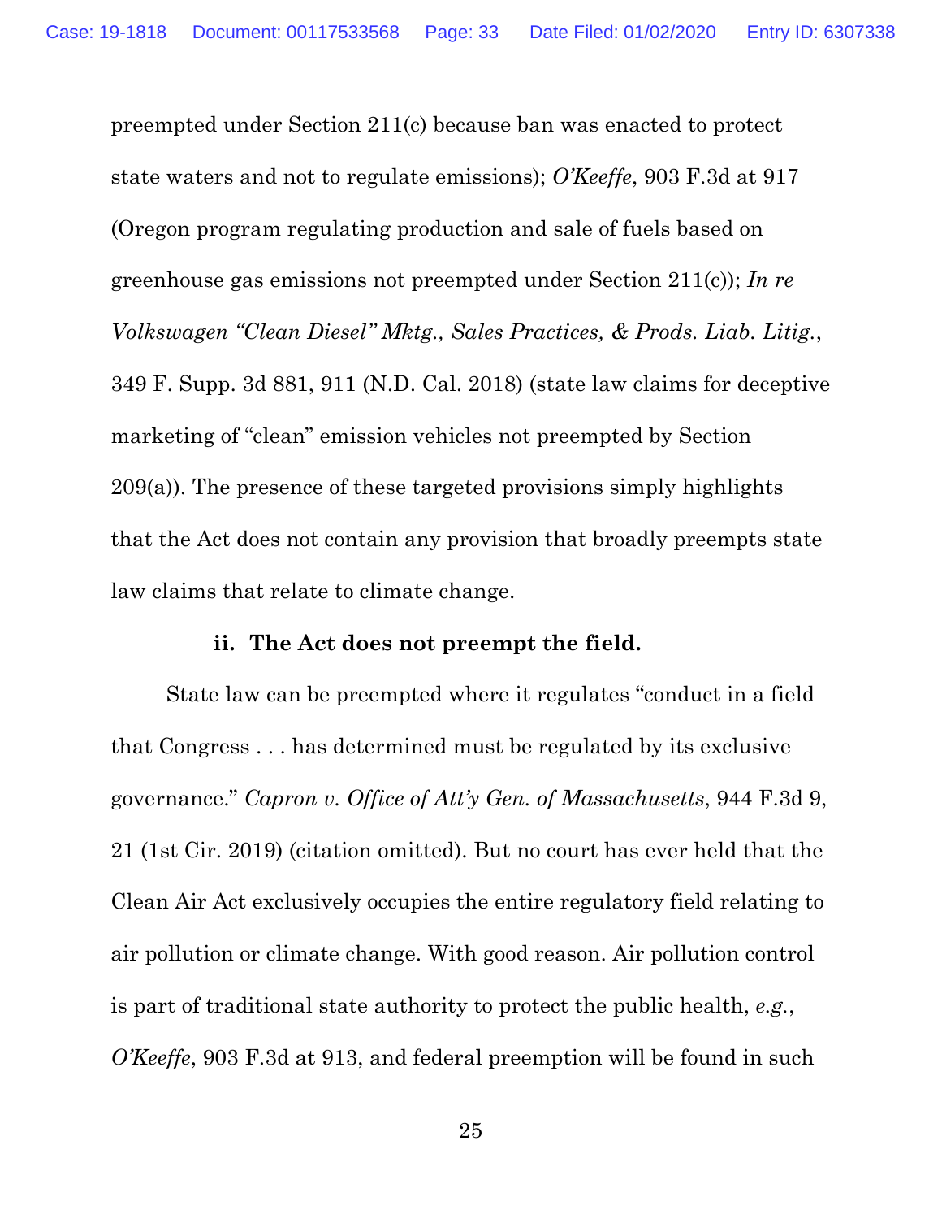preempted under Section 211(c) because ban was enacted to protect state waters and not to regulate emissions); *O'Keeffe*, 903 F.3d at 917 (Oregon program regulating production and sale of fuels based on greenhouse gas emissions not preempted under Section 211(c)); *In re Volkswagen "Clean Diesel" Mktg., Sales Practices, & Prods. Liab. Litig.*, 349 F. Supp. 3d 881, 911 (N.D. Cal. 2018) (state law claims for deceptive marketing of "clean" emission vehicles not preempted by Section 209(a)). The presence of these targeted provisions simply highlights that the Act does not contain any provision that broadly preempts state law claims that relate to climate change.

**ii. The Act does not preempt the field.**

State law can be preempted where it regulates "conduct in a field that Congress . . . has determined must be regulated by its exclusive governance." *Capron v. Office of Att'y Gen. of Massachusetts*, 944 F.3d 9, 21 (1st Cir. 2019) (citation omitted). But no court has ever held that the Clean Air Act exclusively occupies the entire regulatory field relating to air pollution or climate change. With good reason. Air pollution control is part of traditional state authority to protect the public health, *e.g.*, *O'Keeffe*, 903 F.3d at 913, and federal preemption will be found in such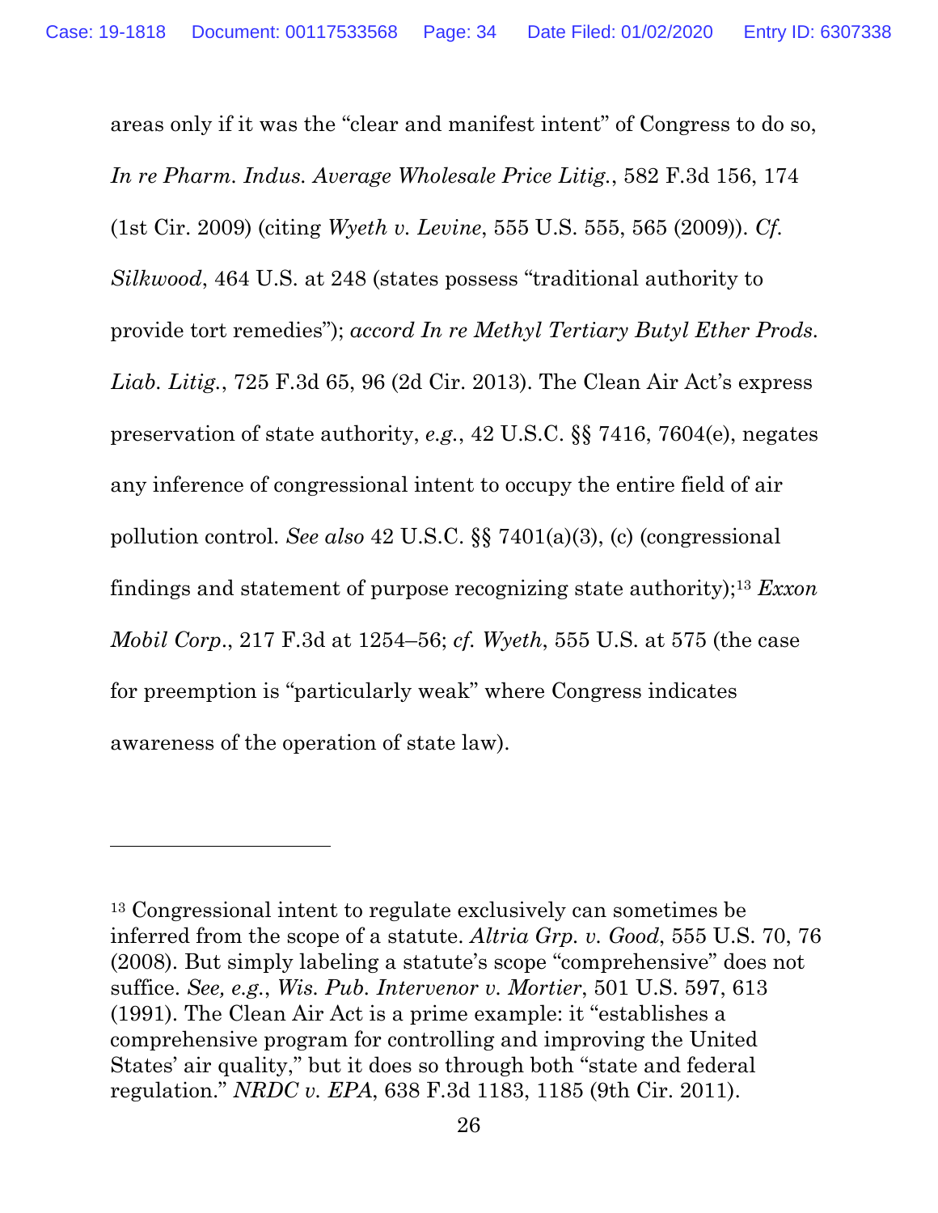areas only if it was the "clear and manifest intent" of Congress to do so, *In re Pharm. Indus. Average Wholesale Price Litig.*, 582 F.3d 156, 174 (1st Cir. 2009) (citing *Wyeth v. Levine*, 555 U.S. 555, 565 (2009)). *Cf. Silkwood*, 464 U.S. at 248 (states possess "traditional authority to provide tort remedies"); *accord In re Methyl Tertiary Butyl Ether Prods. Liab. Litig.*, 725 F.3d 65, 96 (2d Cir. 2013). The Clean Air Act's express preservation of state authority, *e.g.*, 42 U.S.C. §§ 7416, 7604(e), negates any inference of congressional intent to occupy the entire field of air pollution control. *See also* 42 U.S.C. §§ 7401(a)(3), (c) (congressional findings and statement of purpose recognizing state authority);[13] *Exxon Mobil Corp.*, 217 F.3d at 1254–56; *cf. Wyeth*, 555 U.S. at 575 (the case for preemption is "particularly weak" where Congress indicates awareness of the operation of state law).

---

[13] Congressional intent to regulate exclusively can sometimes be inferred from the scope of a statute. *Altria Grp. v. Good*, 555 U.S. 70, 76 (2008). But simply labeling a statute's scope "comprehensive" does not suffice. *See, e.g.*, *Wis. Pub. Intervenor v. Mortier*, 501 U.S. 597, 613 (1991). The Clean Air Act is a prime example: it "establishes a comprehensive program for controlling and improving the United States' air quality," but it does so through both "state and federal regulation." *NRDC v. EPA*, 638 F.3d 1183, 1185 (9th Cir. 2011).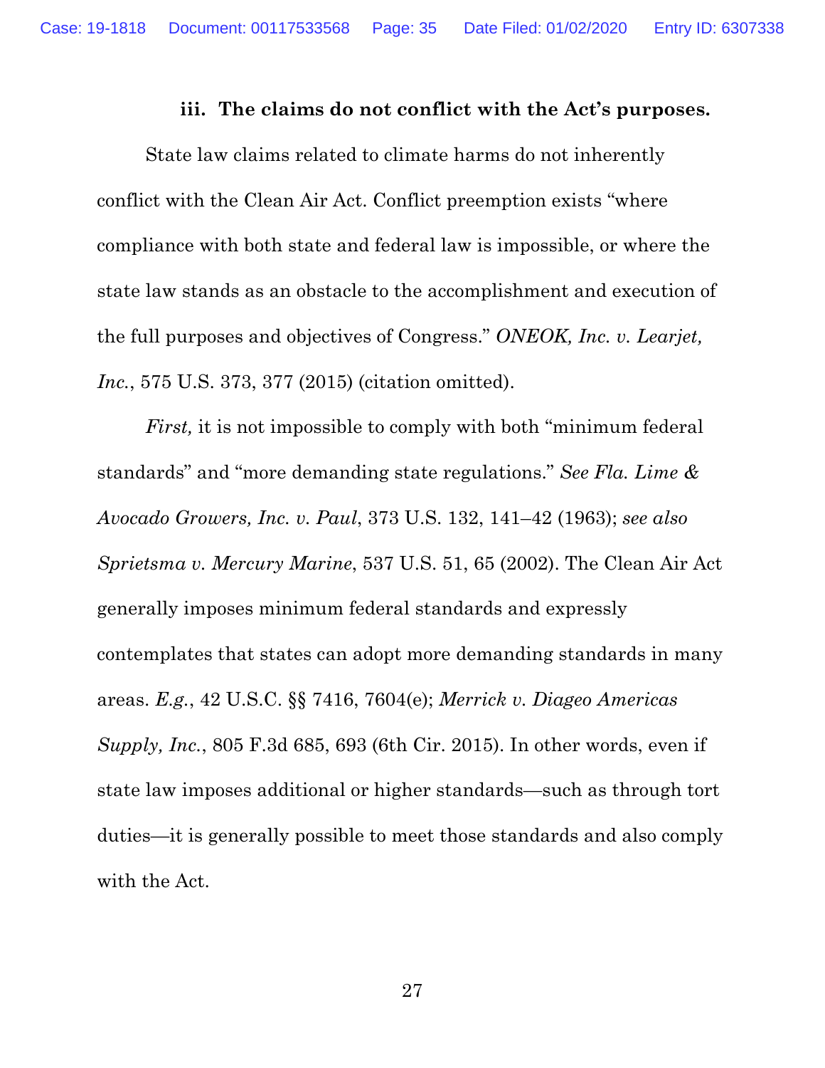### iii. The claims do not conflict with the Act's purposes.

State law claims related to climate harms do not inherently conflict with the Clean Air Act. Conflict preemption exists "where compliance with both state and federal law is impossible, or where the state law stands as an obstacle to the accomplishment and execution of the full purposes and objectives of Congress." *ONEOK, Inc. v. Learjet, Inc.*, 575 U.S. 373, 377 (2015) (citation omitted).

*First,* it is not impossible to comply with both "minimum federal standards" and "more demanding state regulations." *See Fla. Lime & Avocado Growers, Inc. v. Paul*, 373 U.S. 132, 141–42 (1963); *see also Sprietsma v. Mercury Marine*, 537 U.S. 51, 65 (2002). The Clean Air Act generally imposes minimum federal standards and expressly contemplates that states can adopt more demanding standards in many areas. *E.g.*, 42 U.S.C. §§ 7416, 7604(e); *Merrick v. Diageo Americas Supply, Inc.*, 805 F.3d 685, 693 (6th Cir. 2015). In other words, even if state law imposes additional or higher standards—such as through tort duties—it is generally possible to meet those standards and also comply with the Act.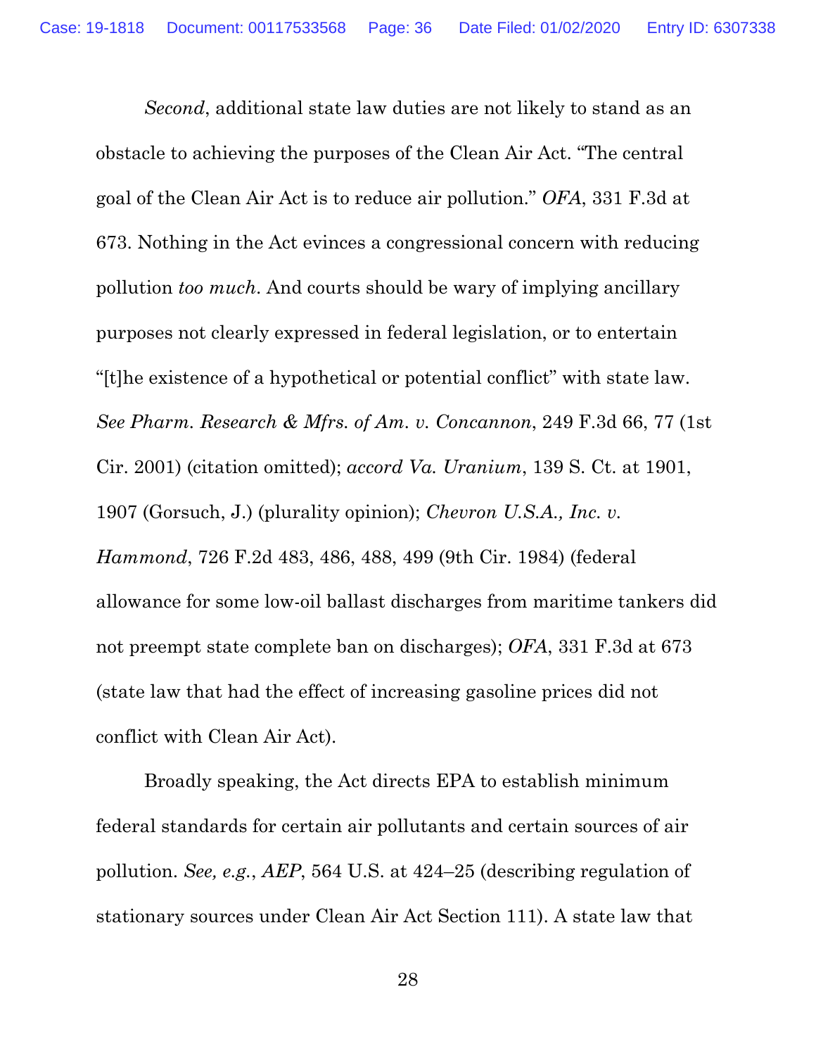*Second*, additional state law duties are not likely to stand as an obstacle to achieving the purposes of the Clean Air Act. "The central goal of the Clean Air Act is to reduce air pollution." *OFA*, 331 F.3d at 673. Nothing in the Act evinces a congressional concern with reducing pollution *too much*. And courts should be wary of implying ancillary purposes not clearly expressed in federal legislation, or to entertain "[t]he existence of a hypothetical or potential conflict" with state law. *See Pharm. Research & Mfrs. of Am. v. Concannon*, 249 F.3d 66, 77 (1st Cir. 2001) (citation omitted); *accord Va. Uranium*, 139 S. Ct. at 1901, 1907 (Gorsuch, J.) (plurality opinion); *Chevron U.S.A., Inc. v. Hammond*, 726 F.2d 483, 486, 488, 499 (9th Cir. 1984) (federal allowance for some low-oil ballast discharges from maritime tankers did not preempt state complete ban on discharges); *OFA*, 331 F.3d at 673 (state law that had the effect of increasing gasoline prices did not conflict with Clean Air Act).

Broadly speaking, the Act directs EPA to establish minimum federal standards for certain air pollutants and certain sources of air pollution. *See, e.g.*, *AEP*, 564 U.S. at 424–25 (describing regulation of stationary sources under Clean Air Act Section 111). A state law that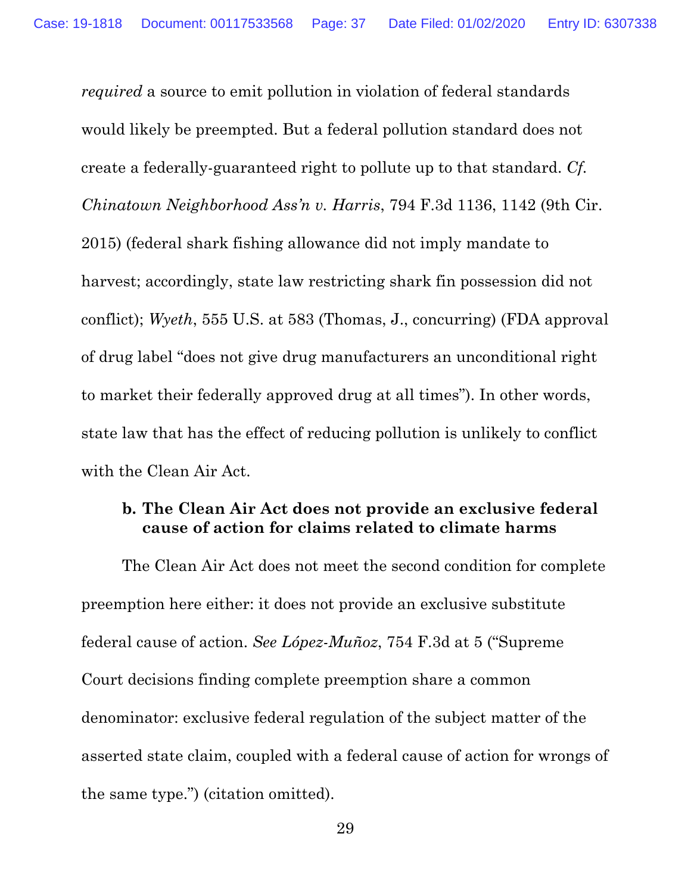*required* a source to emit pollution in violation of federal standards would likely be preempted. But a federal pollution standard does not create a federally-guaranteed right to pollute up to that standard. *Cf. Chinatown Neighborhood Ass'n v. Harris*, 794 F.3d 1136, 1142 (9th Cir. 2015) (federal shark fishing allowance did not imply mandate to harvest; accordingly, state law restricting shark fin possession did not conflict); *Wyeth*, 555 U.S. at 583 (Thomas, J., concurring) (FDA approval of drug label "does not give drug manufacturers an unconditional right to market their federally approved drug at all times"). In other words, state law that has the effect of reducing pollution is unlikely to conflict with the Clean Air Act.

**b. The Clean Air Act does not provide an exclusive federal cause of action for claims related to climate harms**

The Clean Air Act does not meet the second condition for complete preemption here either: it does not provide an exclusive substitute federal cause of action. *See López-Muñoz*, 754 F.3d at 5 ("Supreme Court decisions finding complete preemption share a common denominator: exclusive federal regulation of the subject matter of the asserted state claim, coupled with a federal cause of action for wrongs of the same type.") (citation omitted).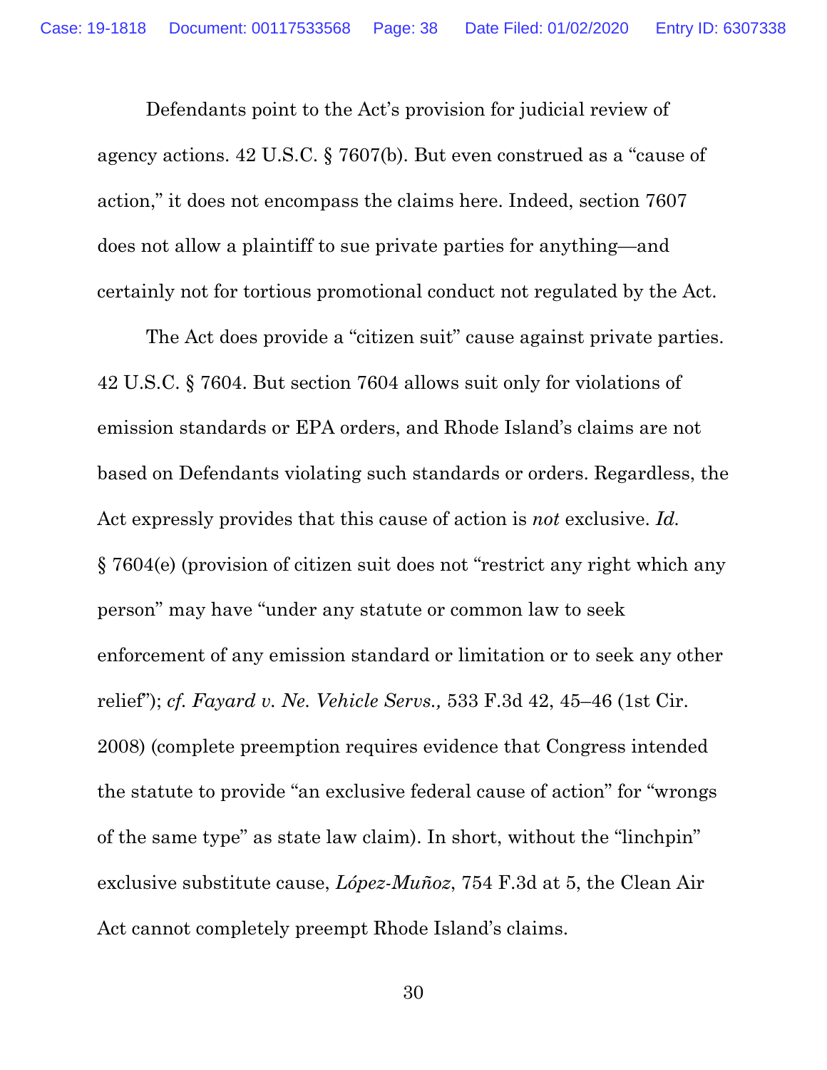Defendants point to the Act's provision for judicial review of agency actions. 42 U.S.C. § 7607(b). But even construed as a "cause of action," it does not encompass the claims here. Indeed, section 7607 does not allow a plaintiff to sue private parties for anything—and certainly not for tortious promotional conduct not regulated by the Act.

The Act does provide a "citizen suit" cause against private parties. 42 U.S.C. § 7604. But section 7604 allows suit only for violations of emission standards or EPA orders, and Rhode Island's claims are not based on Defendants violating such standards or orders. Regardless, the Act expressly provides that this cause of action is *not* exclusive. *Id.* § 7604(e) (provision of citizen suit does not "restrict any right which any person" may have "under any statute or common law to seek enforcement of any emission standard or limitation or to seek any other relief"); *cf. Fayard v. Ne. Vehicle Servs.,* 533 F.3d 42, 45–46 (1st Cir. 2008) (complete preemption requires evidence that Congress intended the statute to provide "an exclusive federal cause of action" for "wrongs of the same type" as state law claim). In short, without the "linchpin" exclusive substitute cause, *López-Muñoz*, 754 F.3d at 5, the Clean Air Act cannot completely preempt Rhode Island's claims.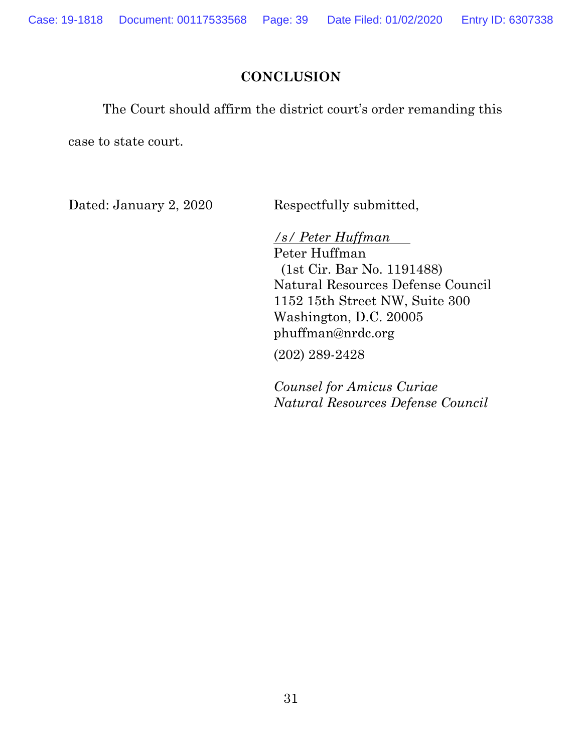## CONCLUSION

The Court should affirm the district court's order remanding this case to state court.

Dated: January 2, 2020

Respectfully submitted,

*/s/ Peter Huffman*
Peter Huffman
(1st Cir. Bar No. 1191488)
Natural Resources Defense Council
1152 15th Street NW, Suite 300
Washington, D.C. 20005
phuffman@nrdc.org
(202) 289-2428

*Counsel for Amicus Curiae Natural Resources Defense Council*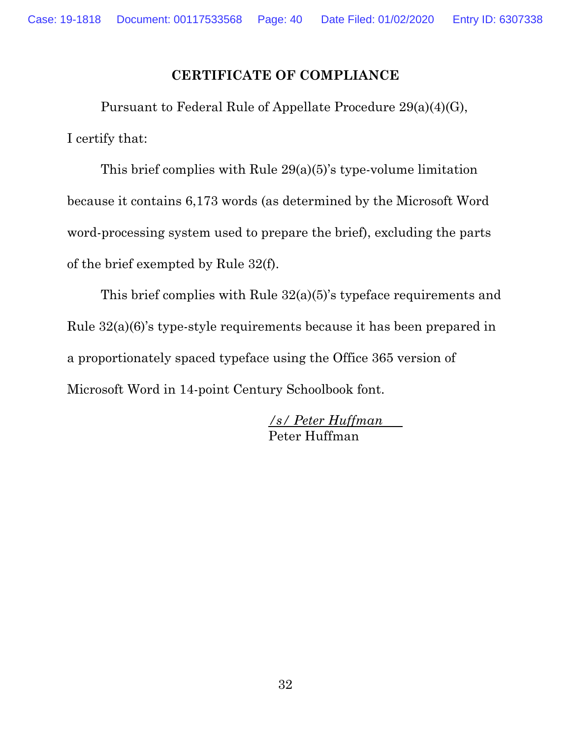## CERTIFICATE OF COMPLIANCE

Pursuant to Federal Rule of Appellate Procedure 29(a)(4)(G), I certify that:

This brief complies with Rule 29(a)(5)'s type-volume limitation because it contains 6,173 words (as determined by the Microsoft Word word-processing system used to prepare the brief), excluding the parts of the brief exempted by Rule 32(f).

This brief complies with Rule 32(a)(5)'s typeface requirements and Rule 32(a)(6)'s type-style requirements because it has been prepared in a proportionately spaced typeface using the Office 365 version of Microsoft Word in 14-point Century Schoolbook font.

*/s/ Peter Huffman*
Peter Huffman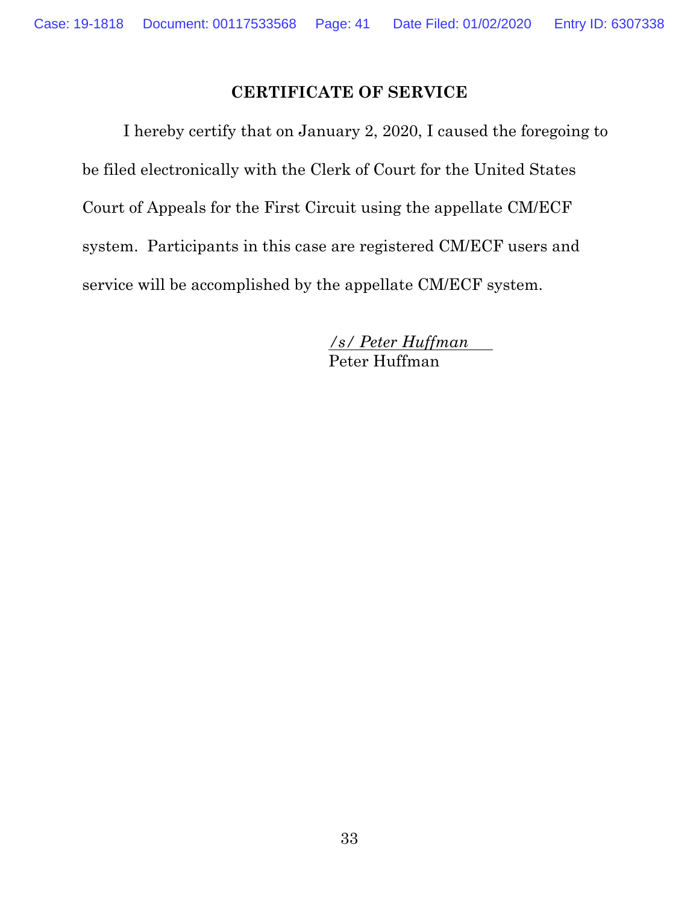## CERTIFICATE OF SERVICE

I hereby certify that on January 2, 2020, I caused the foregoing to be filed electronically with the Clerk of Court for the United States Court of Appeals for the First Circuit using the appellate CM/ECF system. Participants in this case are registered CM/ECF users and service will be accomplished by the appellate CM/ECF system.

*/s/ Peter Huffman*
Peter Huffman